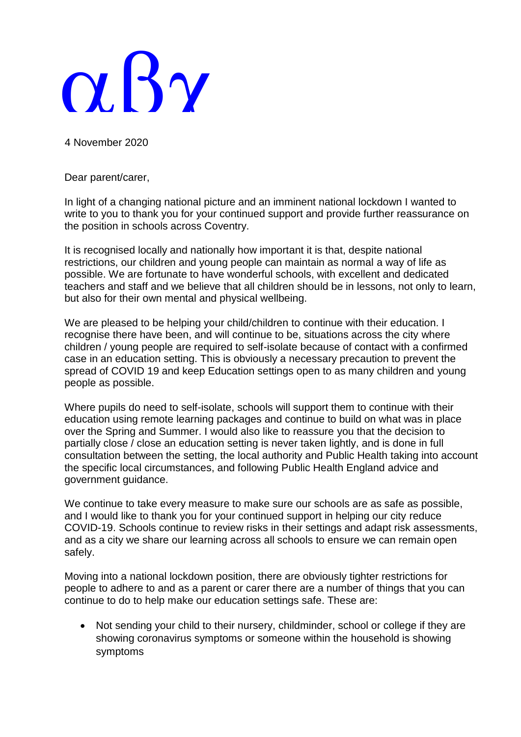αβγ

4 November 2020

Dear parent/carer,

In light of a changing national picture and an imminent national lockdown I wanted to write to you to thank you for your continued support and provide further reassurance on the position in schools across Coventry.

It is recognised locally and nationally how important it is that, despite national restrictions, our children and young people can maintain as normal a way of life as possible. We are fortunate to have wonderful schools, with excellent and dedicated teachers and staff and we believe that all children should be in lessons, not only to learn, but also for their own mental and physical wellbeing.

We are pleased to be helping your child/children to continue with their education. I recognise there have been, and will continue to be, situations across the city where children / young people are required to self-isolate because of contact with a confirmed case in an education setting. This is obviously a necessary precaution to prevent the spread of COVID 19 and keep Education settings open to as many children and young people as possible.

Where pupils do need to self-isolate, schools will support them to continue with their education using remote learning packages and continue to build on what was in place over the Spring and Summer. I would also like to reassure you that the decision to partially close / close an education setting is never taken lightly, and is done in full consultation between the setting, the local authority and Public Health taking into account the specific local circumstances, and following Public Health England advice and government guidance.

We continue to take every measure to make sure our schools are as safe as possible, and I would like to thank you for your continued support in helping our city reduce COVID-19. Schools continue to review risks in their settings and adapt risk assessments, and as a city we share our learning across all schools to ensure we can remain open safely.

Moving into a national lockdown position, there are obviously tighter restrictions for people to adhere to and as a parent or carer there are a number of things that you can continue to do to help make our education settings safe. These are:

- Not sending your child to their nursery, childminder, school or college if they are showing coronavirus symptoms or someone within the household is showing symptoms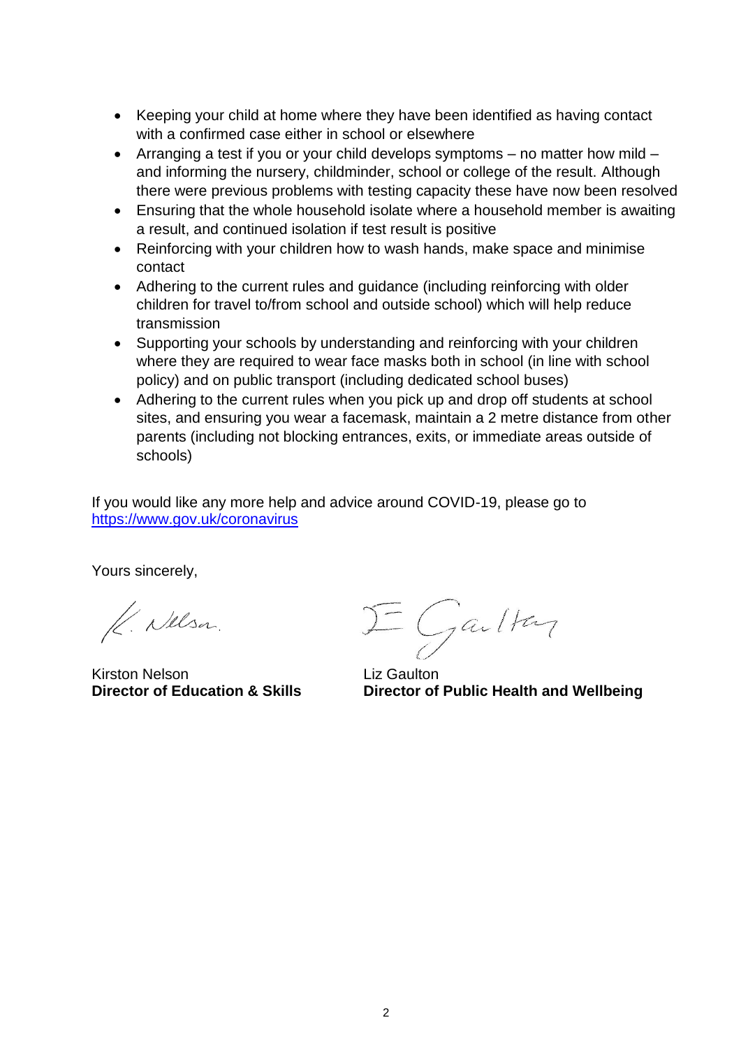- Keeping your child at home where they have been identified as having contact with a confirmed case either in school or elsewhere
- Arranging a test if you or your child develops symptoms – no matter how mild – and informing the nursery, childminder, school or college of the result. Although there were previous problems with testing capacity these have now been resolved
- Ensuring that the whole household isolate where a household member is awaiting a result, and continued isolation if test result is positive
- Reinforcing with your children how to wash hands, make space and minimise contact
- Adhering to the current rules and guidance (including reinforcing with older children for travel to/from school and outside school) which will help reduce transmission
- Supporting your schools by understanding and reinforcing with your children where they are required to wear face masks both in school (in line with school policy) and on public transport (including dedicated school buses)
- Adhering to the current rules when you pick up and drop off students at school sites, and ensuring you wear a facemask, maintain a 2 metre distance from other parents (including not blocking entrances, exits, or immediate areas outside of schools)

If you would like any more help and advice around COVID-19, please go to https://www.gov.uk/coronavirus

Yours sincerely,

| | |
|---|---|
| Kirston Nelson | Liz Gaulton |
| **Director of Education & Skills** | **Director of Public Health and Wellbeing** |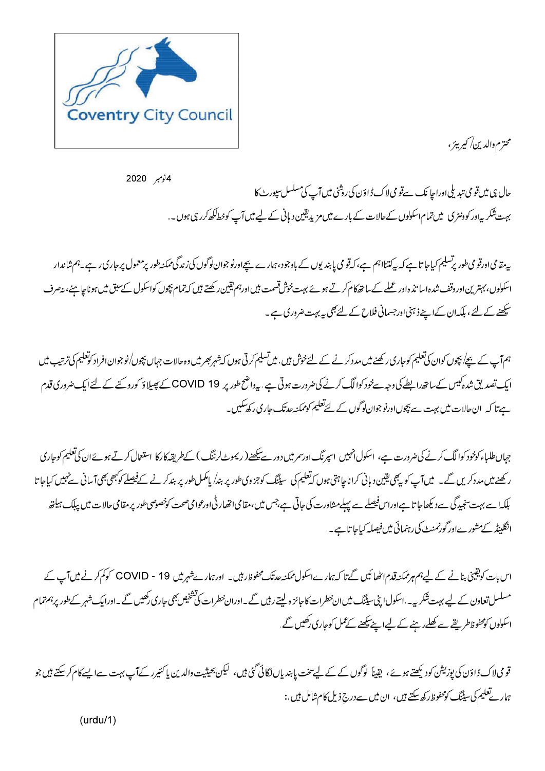Coventry City Council

محترم والدین/ کیریرز،

4نومبر 2020

حال ہی میں قومی تبدیلی اوراچانک سےقومی لاک ڈاؤن کی روشنی میں آپ کی مسلسل سپورٹ کا بہت شکریہ اور کوونٹری میں تمام اسکولوں کے حالات کے بارے میں مزید یقین دہانی کے لیے میں آپ کو خط لکھ کررہی ہوں۔

یہ مقامی اورقومی طور پرتسلیم کیا جاتا ہے کہ یہ کتنااہم ہے، کہ قومی پابندیوں کے باوجود، ہمارے بچے اورنوجوان لوگوں کی زندگی ممکنہ طور پرمعمول پر جاری رہے۔ ہم شاندار اسکولوں، بہترین اوروقف شدہ اساتذہ اور عملے کے ساتھ کام کرتے ہوئے بہت خوش قسمت ہیں اورہم یقین رکھتے ہیں کہ تمام بچوں کو اسکول کے سبق میں ہونا چاہئے، نہ صرف سیکھنے کے لئے، بلکہ ان کے اپنے ذہنی اورجسمانی فلاح کے لئے بھی یہ بہت ضروری ہے۔

ہم آپ کے بچے/ بچوں کو ان کی تعلیم کو جاری رکھنے میں مدد کرنے کے لئے خوش ہیں۔ میں تسلیم کرتی ہوں کہ شہر بھر میں وہ حالات جہاں بچوں/نوجوان افراد کو تعلیم کی ترتیب میں ایک تصدیق شدہ کیس کے ساتھ رابطے کی وجہ سے خود کو الگ کرنے کی ضرورت ہوتی ہے۔ یہ واضح طور پر COVID 19 کے پھیلاؤ کو روکنے کے لئے ایک ضروری قدم ہے تا کہ ان حالات میں بہت سے بچوں اورنوجوان لوگوں کے لئے تعلیم کو ممکنہ حد تک جاری رکھ سکیں۔

جہاں طلباء کو خود کو الگ کرنے کی ضرورت ہے، اسکول انہیں اسپرنگ اورسمر میں دور سے سیکھنے (ریموٹ لرننگ) کے طریقہ کار کا استعمال کرتے ہوئے ان کی تعلیم کو جاری رکھنے میں مدد کریں گے۔ میں آپ کو یہ بھی یقین دہانی کرانا چاہتی ہوں کہ تعلیم کی سیٹنگ کو جزوی طور پر بند/ یا مکمل طور پر بند کرنے کے فیصلے کو کبھی بھی آسانی سے نہیں کیا جاتا بلکہ اسے بہت سنجیدگی سے دیکھا جاتا ہے اوراس فیصلے سے پہلے مشاورت کی جاتی ہے، جس میں، مقامی اتھارٹی اورعوامی صحت کو خصوصی طور پر مقامی حالات میں پبلک ہیلتھ انگلینڈ کے مشورے اور گورنمنٹ کی رہنمائی میں فیصلہ کیا جاتا ہے۔

اس بات کو یقینی بنانے کے لیے ہم ہر ممکنہ قدم اٹھائیں گے تا کہ ہمارے اسکول ممکنہ حد تک محفوظ رہیں۔ اور ہمارے شہر میں COVID - 19 کو کم کرنے میں آپ کے مسلسل تعاون کے لیے بہت شکریہ۔ اسکول اپنی سیٹنگ میں ان خطرات کا جائزہ لیتے رہیں گے۔ اوران خطرات کی تشخیص بھی جاری رکھیں گے۔ اورایک شہر کے طور پر ہم تمام اسکولوں کو محفوظ طریقے سے کھلے رہنے کے لیے اپنے سیکھنے کے عمل کو جاری رکھیں گے۔

قومی لاک ڈاؤن کی پوزیشن کو دیکھتے ہوئے، یقیناً لوگوں کے لیے سخت پابندیاں لگائی گئی ہیں، لیکن بحیثیت والدین یا کئیرر کے آپ بہت سے ایسے کام کرسکتے ہیں جو ہمارے تعلیم کی سیٹنگ کو محفوظ رکھ سکتے ہیں، ان میں سے درج ذیل کام شامل ہیں۔:

(urdu/1)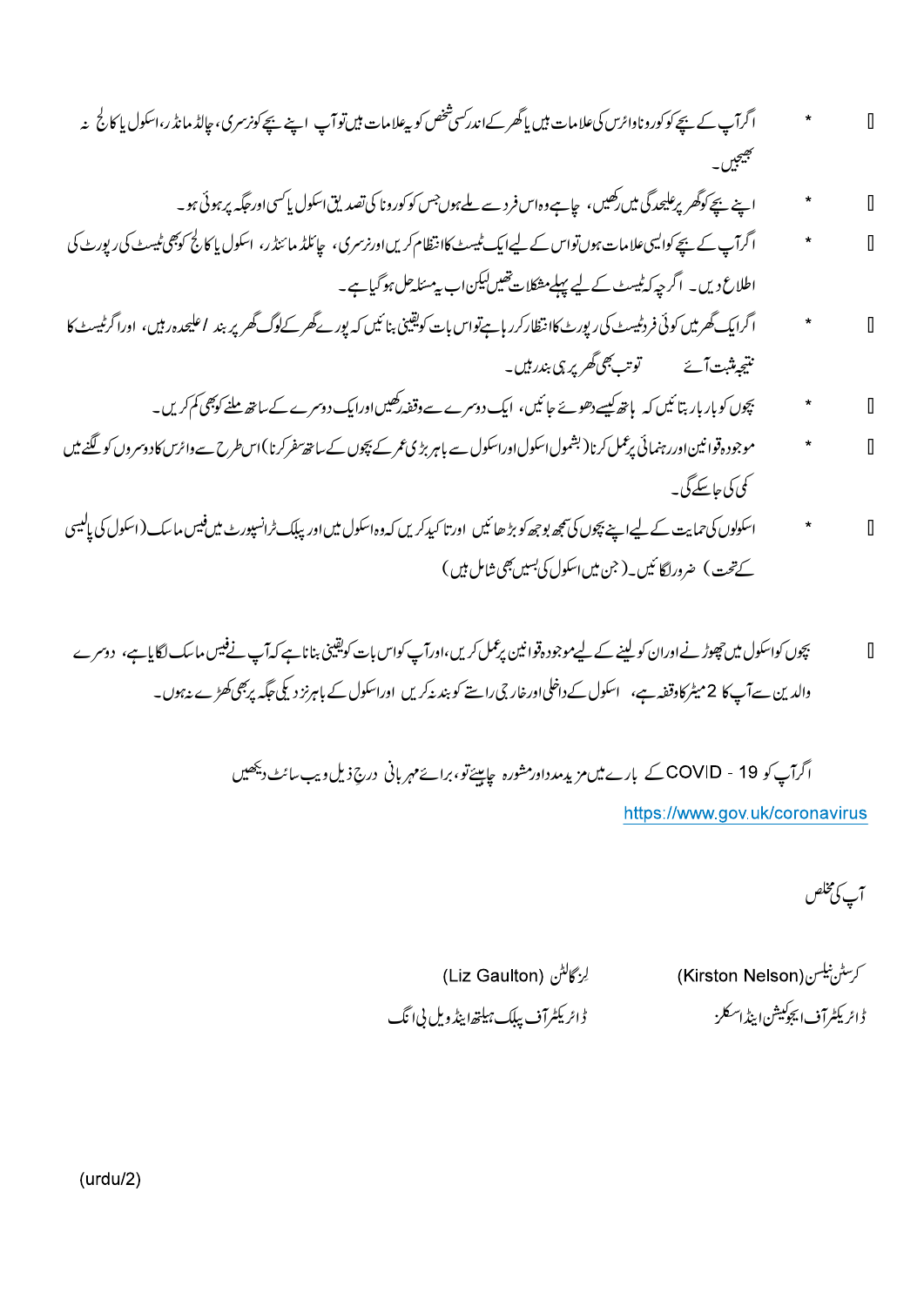- اگر آپ کے بچے کو کورونا وائرس کی علامات ہیں یا گھر کے اندر کسی شخص کو یہ علامات ہیں تو آپ اپنے بچے کو نرسری، چائلڈ مائنڈر، اسکول یا کالج نہ بھیجیں۔
- اپنے بچے کو گھر پر علیحدگی میں رکھیں، چاہے وہ اس فرد سے ملے ہوں جس کو کورونا کی تصدیق اسکول یا کسی اور جگہ پر ہوئی ہو۔
- اگر آپ کے بچے کو ایسی علامات ہوں تو اس کے لیے ایک ٹیسٹ کا انتظام کریں اور نرسری، چائلڈ مائنڈر، اسکول یا کالج کو بھی ٹیسٹ کی رپورٹ کی اطلاع دیں۔ اگرچہ کہ ٹیسٹ کے لیے پہلے مشکلات تھیں لیکن اب یہ مسئلہ حل ہو گیا ہے۔
- اگر ایک گھر میں کوئی فرد ٹیسٹ کی رپورٹ کا انتظار کر رہا ہے تو اس بات کو یقینی بنائیں کہ پورے گھر کے لوگ گھر پر بند / علیحدہ رہیں، اور اگر ٹیسٹ کا نتیجہ مثبت آئے تو تب بھی گھر پر ہی بند رہیں۔
- بچوں کو بار بار بتائیں کہ ہاتھ کیسے دھوئے جائیں، ایک دوسرے سے وقفہ رکھیں اور ایک دوسرے کے ساتھ ملنے کو بھی کم کریں۔
- موجودہ قوانین اور رہنمائی پر عمل کرنا (بشمول اسکول اور اسکول سے باہر بڑی عمر کے بچوں کے ساتھ سفر کرنا) اس طرح سے وائرس کا دوسروں کو لگنے میں کمی کی جا سکے گی۔
- اسکولوں کی حمایت کے لیے اپنے بچوں کی سمجھ بوجھ کو بڑھائیں اور تاکید کریں کہ وہ اسکول میں اور پبلک ٹرانسپورٹ میں فیس ماسک (اسکول کی پالیسی کے تحت) ضرور لگائیں۔ (جن میں اسکول کی بسیں بھی شامل ہیں)

- بچوں کو اسکول میں چھوڑنے اور ان کو لینے کے لیے موجودہ قوانین پر عمل کریں، اور آپ کو اس بات کو یقینی بنانا ہے کہ آپ نے فیس ماسک لگایا ہے، دوسرے والدین سے آپ کا 2 میٹر کا وقفہ ہے، اسکول کے داخلی اور خارجی راستے کو بند نہ کریں اور اسکول کے باہر نزدیکی جگہ پر بھی کھڑے نہ ہوں۔

اگر آپ کو COVID - 19 کے بارے میں مزید مدد اور مشورہ چاہیئے تو، برائے مہربانی درج ذیل ویب سائٹ دیکھیں

https://www.gov.uk/coronavirus

آپ کی مخلص

| کرسٹن نیلسن (Kirston Nelson) | لِز گالٹن (Liz Gaulton) |
|---|---|
| ڈائریکٹر آف ایجوکیشن اینڈ اسکلز | ڈائریکٹر آف پبلک ہیلتھ اینڈ ویل بی انگ |

(urdu/2)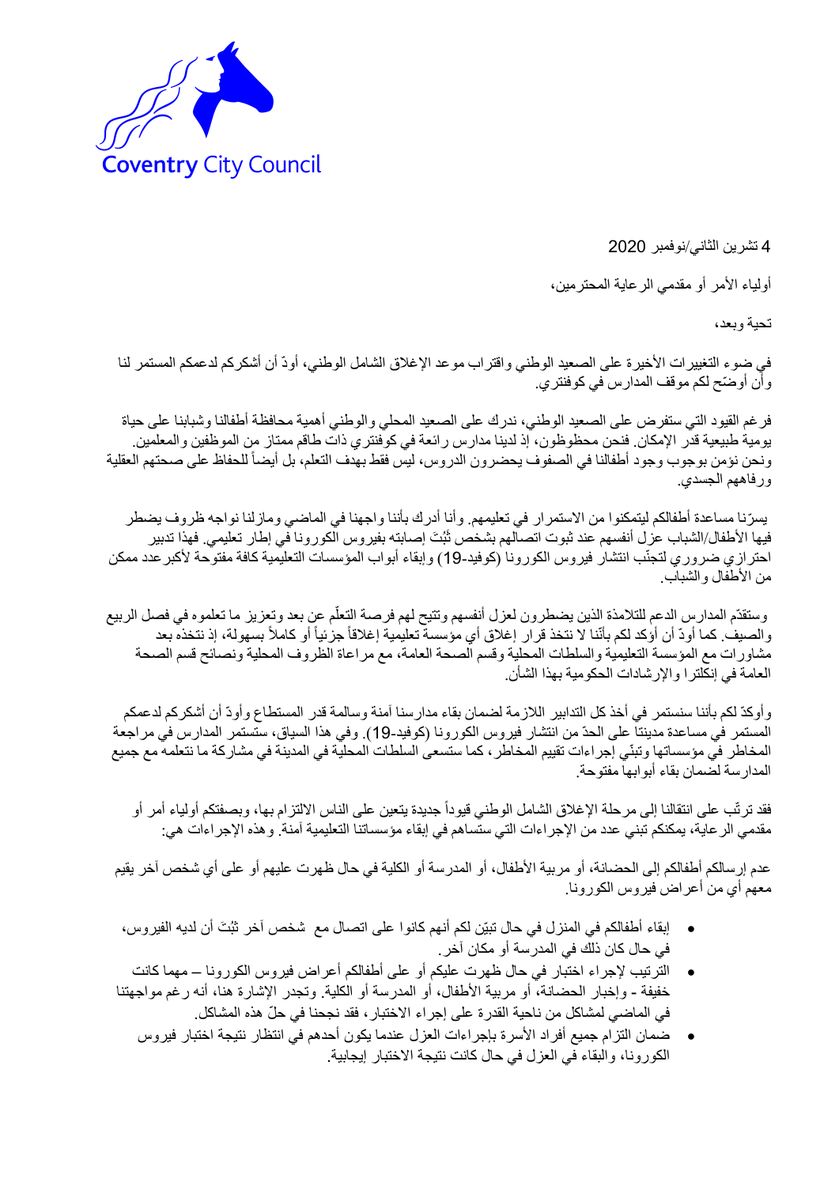Coventry City Council

4 تشرين الثاني/نوفمبر 2020

أولياء الأمر أو مقدمي الرعاية المحترمين،

تحية وبعد،

في ضوء التغييرات الأخيرة على الصعيد الوطني واقتراب موعد الإغلاق الشامل الوطني، أودّ أن أشكركم لدعمكم المستمر لنا وأن أوضّح لكم موقف المدارس في كوفنتري.

فرغم القيود التي ستفرض على الصعيد الوطني، ندرك على الصعيد المحلي والوطني أهمية محافظة أطفالنا وشبابنا على حياة يومية طبيعية قدر الإمكان. فنحن محظوظون، إذ لدينا مدارس رائعة في كوفنتري ذات طاقم ممتاز من الموظفين والمعلمين. ونحن نؤمن بوجوب وجود أطفالنا في الصفوف يحضرون الدروس، ليس فقط بهدف التعلم، بل أيضاً للحفاظ على صحتهم العقلية ورفاههم الجسدي.

يسرّنا مساعدة أطفالكم ليتمكنوا من الاستمرار في تعليمهم. وأنا أدرك بأننا واجهنا في الماضي ومازلنا نواجه ظروف يضطر فيها الأطفال/الشباب عزل أنفسهم عند ثبوت اتصالهم بشخص ثبُتَ إصابته بفيروس الكورونا في إطار تعليمي. فهذا تدبير احترازي ضروري لتجنّب انتشار فيروس الكورونا (كوفيد-19) وإبقاء أبواب المؤسسات التعليمية كافة مفتوحة لأكبر عدد ممكن من الأطفال والشباب.

وستقدّم المدارس الدعم للتلامذة الذين يضطرون لعزل أنفسهم وتتيح لهم فرصة التعلّم عن بعد وتعزيز ما تعلموه في فصل الربيع والصيف. كما أودّ أن أؤكد لكم بأنّنا لا نتخذ قرار إغلاق أي مؤسسة تعليمية إغلاقاً جزئياً أو كاملاً بسهولة، إذ نتخذه بعد مشاورات مع المؤسسة التعليمية والسلطات المحلية وقسم الصحة العامة، مع مراعاة الظروف المحلية ونصائح قسم الصحة العامة في إنكلترا والإرشادات الحكومية بهذا الشأن.

وأوكدّ لكم بأننا سنستمر في أخذ كل التدابير اللازمة لضمان بقاء مدارسنا آمنة وسالمة قدر المستطاع وأودّ أن أشكركم لدعمكم المستمر في مساعدة مدينتنا على الحدّ من انتشار فيروس الكورونا (كوفيد-19). وفي هذا السياق، ستستمر المدارس في مراجعة المخاطر في مؤسساتها وتبنّي إجراءات تقييم المخاطر، كما ستسعى السلطات المحلية في المدينة في مشاركة ما نتعلمه مع جميع المدارسة لضمان بقاء أبوابها مفتوحة.

فقد ترتّب على انتقالنا إلى مرحلة الإغلاق الشامل الوطني قيوداً جديدة يتعين على الناس الالتزام بها، وبصفتكم أولياء أمر أو مقدمي الرعاية، يمكنكم تبني عدد من الإجراءات التي ستساهم في إبقاء مؤسساتنا التعليمية آمنة. وهذه الإجراءات هي:

عدم إرسالكم أطفالكم إلى الحضانة، أو مربية الأطفال، أو المدرسة أو الكلية في حال ظهرت عليهم أو على أي شخص آخر يقيم معهم أي من أعراض فيروس الكورونا.

- إبقاء أطفالكم في المنزل في حال تبيّن لكم أنهم كانوا على اتصال مع شخص آخر ثبُتَ أن لديه الفيروس، في حال كان ذلك في المدرسة أو مكان آخر.
- الترتيب لإجراء اختبار في حال ظهرت عليكم أو على أطفالكم أعراض فيروس الكورونا – مهما كانت خفيفة - وإخبار الحضانة، أو مربية الأطفال، أو المدرسة أو الكلية. وتجدر الإشارة هنا، أنه رغم مواجهتنا في الماضي لمشاكل من ناحية القدرة على إجراء الاختبار، فقد نجحنا في حلّ هذه المشاكل.
- ضمان التزام جميع أفراد الأسرة بإجراءات العزل عندما يكون أحدهم في انتظار نتيجة اختبار فيروس الكورونا، والبقاء في العزل في حال كانت نتيجة الاختبار إيجابية.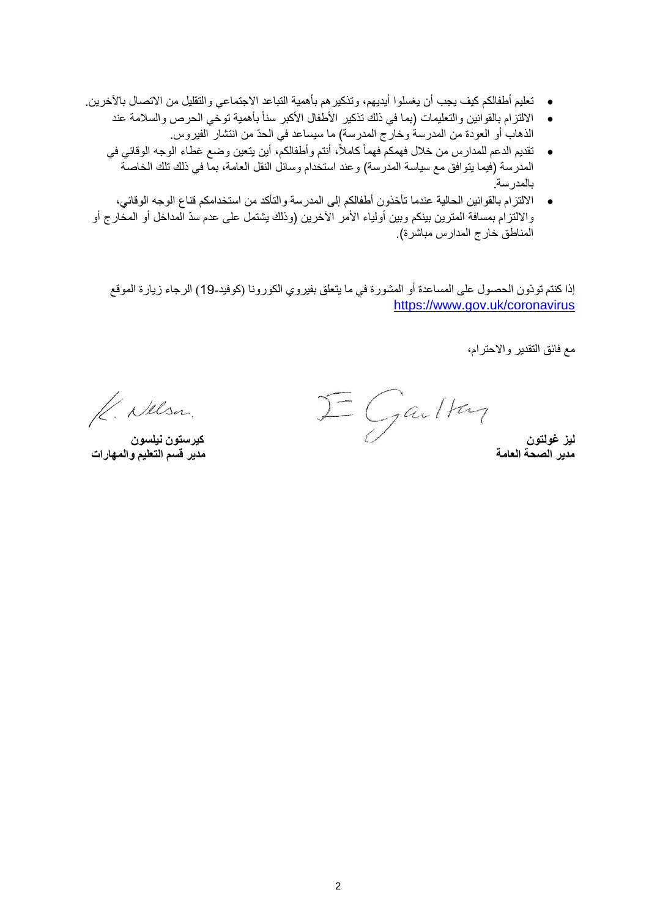- تعليم أطفالكم كيف يجب أن يغسلوا أيديهم، وتذكيرهم بأهمية التباعد الاجتماعي والتقليل من الاتصال بالآخرين.
- الالتزام بالقوانين والتعليمات (بما في ذلك تذكير الأطفال الأكبر سناً بأهمية توخي الحرص والسلامة عند الذهاب أو العودة من المدرسة وخارج المدرسة) ما سيساعد في الحدّ من انتشار الفيروس.
- تقديم الدعم للمدارس من خلال فهمكم فهماً كاملاً، أنتم وأطفالكم، أين يتعين وضع غطاء الوجه الوقائي في المدرسة (فيما يتوافق مع سياسة المدرسة) وعند استخدام وسائل النقل العامة، بما في ذلك تلك الخاصة بالمدرسة.
- الالتزام بالقوانين الحالية عندما تأخذون أطفالكم إلى المدرسة والتأكد من استخدامكم قناع الوجه الوقائي، والالتزام بمسافة المترين بينكم وبين أولياء الأمر الآخرين (وذلك يشتمل على عدم سدّ المداخل أو المخارج أو المناطق خارج المدارس مباشرة).

إذا كنتم تودّون الحصول على المساعدة أو المشورة في ما يتعلق بفيروي الكورونا (كوفيد-19) الرجاء زيارة الموقع https://www.gov.uk/coronavirus

مع فائق التقدير والاحترام،

**ليز غولتون**
**مدير الصحة العامة**

**كيرستون نيلسون**
**مدير قسم التعليم والمهارات**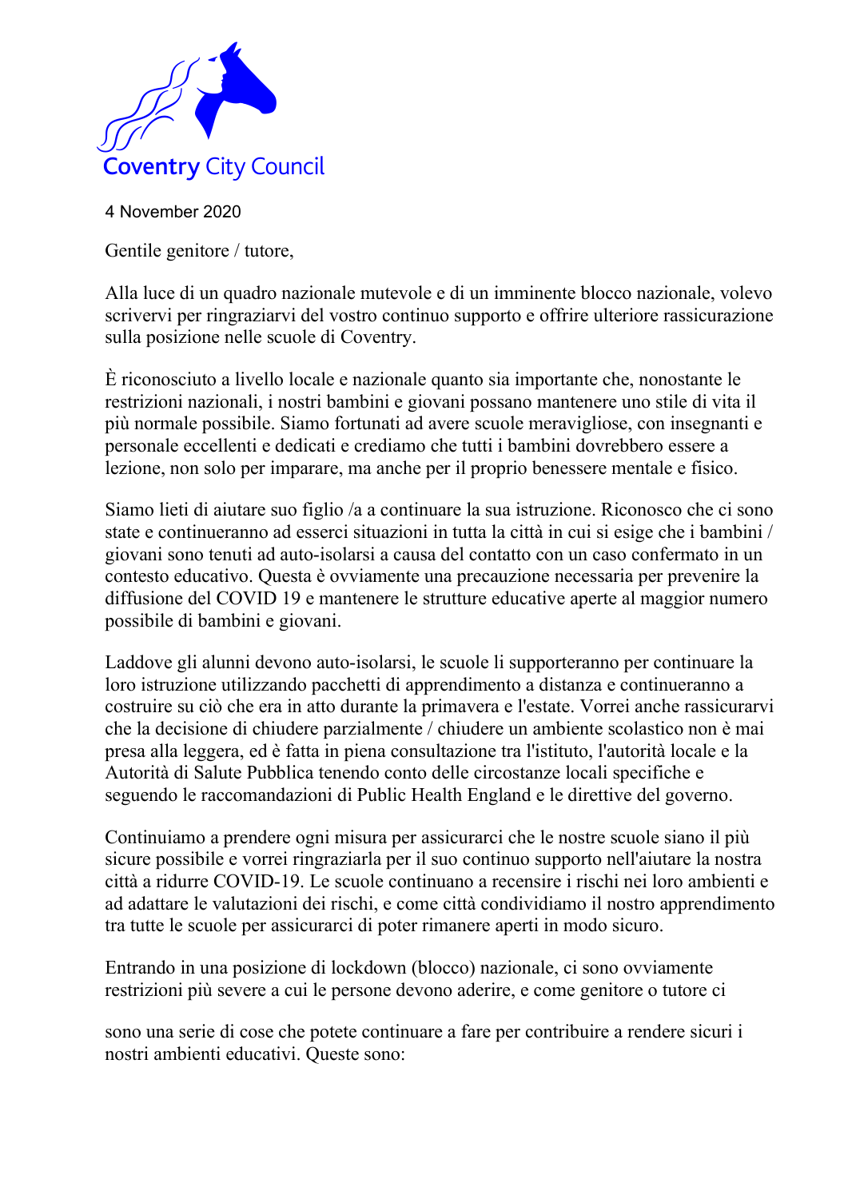Coventry City Council

4 November 2020

Gentile genitore / tutore,

Alla luce di un quadro nazionale mutevole e di un imminente blocco nazionale, volevo scrivervi per ringraziarvi del vostro continuo supporto e offrire ulteriore rassicurazione sulla posizione nelle scuole di Coventry.

È riconosciuto a livello locale e nazionale quanto sia importante che, nonostante le restrizioni nazionali, i nostri bambini e giovani possano mantenere uno stile di vita il più normale possibile. Siamo fortunati ad avere scuole meravigliose, con insegnanti e personale eccellenti e dedicati e crediamo che tutti i bambini dovrebbero essere a lezione, non solo per imparare, ma anche per il proprio benessere mentale e fisico.

Siamo lieti di aiutare suo figlio /a a continuare la sua istruzione. Riconosco che ci sono state e continueranno ad esserci situazioni in tutta la città in cui si esige che i bambini / giovani sono tenuti ad auto-isolarsi a causa del contatto con un caso confermato in un contesto educativo. Questa è ovviamente una precauzione necessaria per prevenire la diffusione del COVID 19 e mantenere le strutture educative aperte al maggior numero possibile di bambini e giovani.

Laddove gli alunni devono auto-isolarsi, le scuole li supporteranno per continuare la loro istruzione utilizzando pacchetti di apprendimento a distanza e continueranno a costruire su ciò che era in atto durante la primavera e l'estate. Vorrei anche rassicurarvi che la decisione di chiudere parzialmente / chiudere un ambiente scolastico non è mai presa alla leggera, ed è fatta in piena consultazione tra l'istituto, l'autorità locale e la Autorità di Salute Pubblica tenendo conto delle circostanze locali specifiche e seguendo le raccomandazioni di Public Health England e le direttive del governo.

Continuiamo a prendere ogni misura per assicurarci che le nostre scuole siano il più sicure possibile e vorrei ringraziarla per il suo continuo supporto nell'aiutare la nostra città a ridurre COVID-19. Le scuole continuano a recensire i rischi nei loro ambienti e ad adattare le valutazioni dei rischi, e come città condividiamo il nostro apprendimento tra tutte le scuole per assicurarci di poter rimanere aperti in modo sicuro.

Entrando in una posizione di lockdown (blocco) nazionale, ci sono ovviamente restrizioni più severe a cui le persone devono aderire, e come genitore o tutore ci

sono una serie di cose che potete continuare a fare per contribuire a rendere sicuri i nostri ambienti educativi. Queste sono: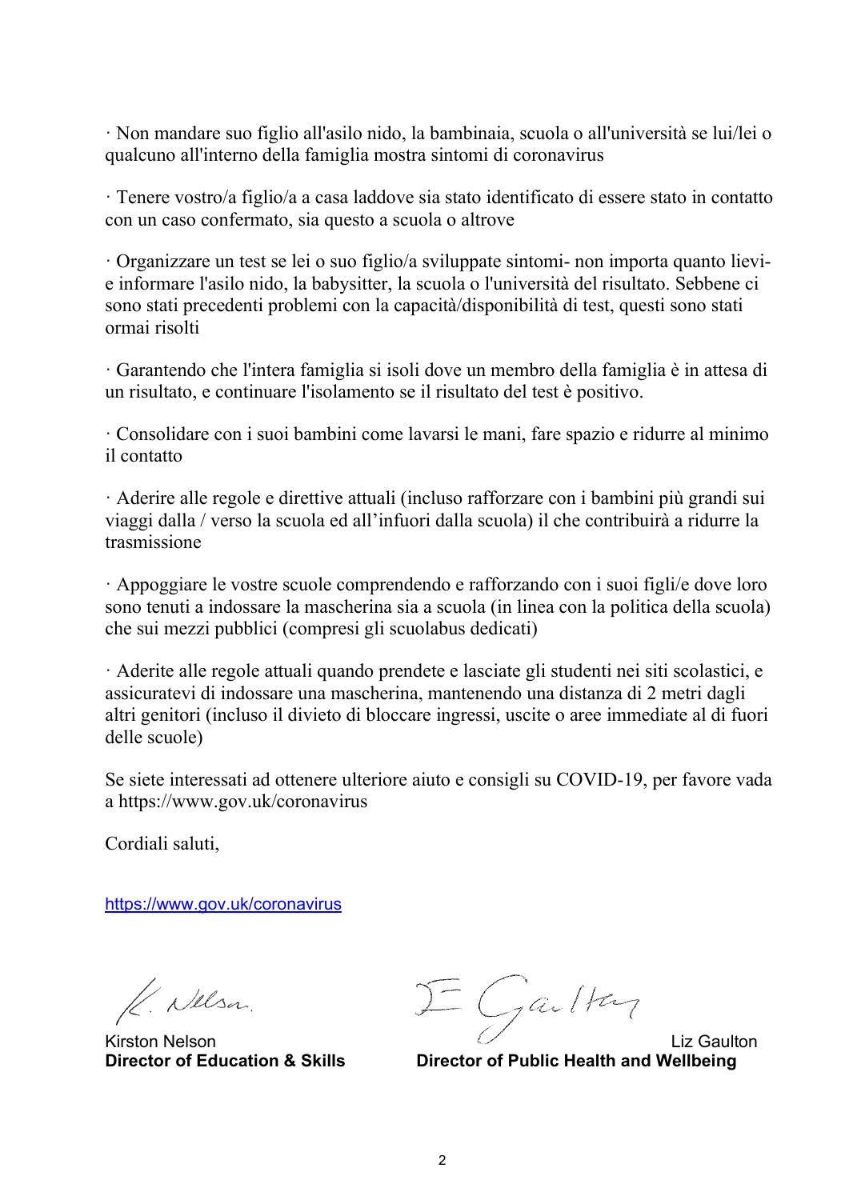· Non mandare suo figlio all'asilo nido, la bambinaia, scuola o all'università se lui/lei o qualcuno all'interno della famiglia mostra sintomi di coronavirus

· Tenere vostro/a figlio/a a casa laddove sia stato identificato di essere stato in contatto con un caso confermato, sia questo a scuola o altrove

· Organizzare un test se lei o suo figlio/a sviluppate sintomi- non importa quanto lievi- e informare l'asilo nido, la babysitter, la scuola o l'università del risultato. Sebbene ci sono stati precedenti problemi con la capacità/disponibilità di test, questi sono stati ormai risolti

· Garantendo che l'intera famiglia si isoli dove un membro della famiglia è in attesa di un risultato, e continuare l'isolamento se il risultato del test è positivo.

· Consolidare con i suoi bambini come lavarsi le mani, fare spazio e ridurre al minimo il contatto

· Aderire alle regole e direttive attuali (incluso rafforzare con i bambini più grandi sui viaggi dalla / verso la scuola ed all'infuori dalla scuola) il che contribuirà a ridurre la trasmissione

· Appoggiare le vostre scuole comprendendo e rafforzando con i suoi figli/e dove loro sono tenuti a indossare la mascherina sia a scuola (in linea con la politica della scuola) che sui mezzi pubblici (compresi gli scuolabus dedicati)

· Aderite alle regole attuali quando prendete e lasciate gli studenti nei siti scolastici, e assicuratevi di indossare una mascherina, mantenendo una distanza di 2 metri dagli altri genitori (incluso il divieto di bloccare ingressi, uscite o aree immediate al di fuori delle scuole)

Se siete interessati ad ottenere ulteriore aiuto e consigli su COVID-19, per favore vada a https://www.gov.uk/coronavirus

Cordiali saluti,

https://www.gov.uk/coronavirus

Kirston Nelson
**Director of Education & Skills**

Liz Gaulton
**Director of Public Health and Wellbeing**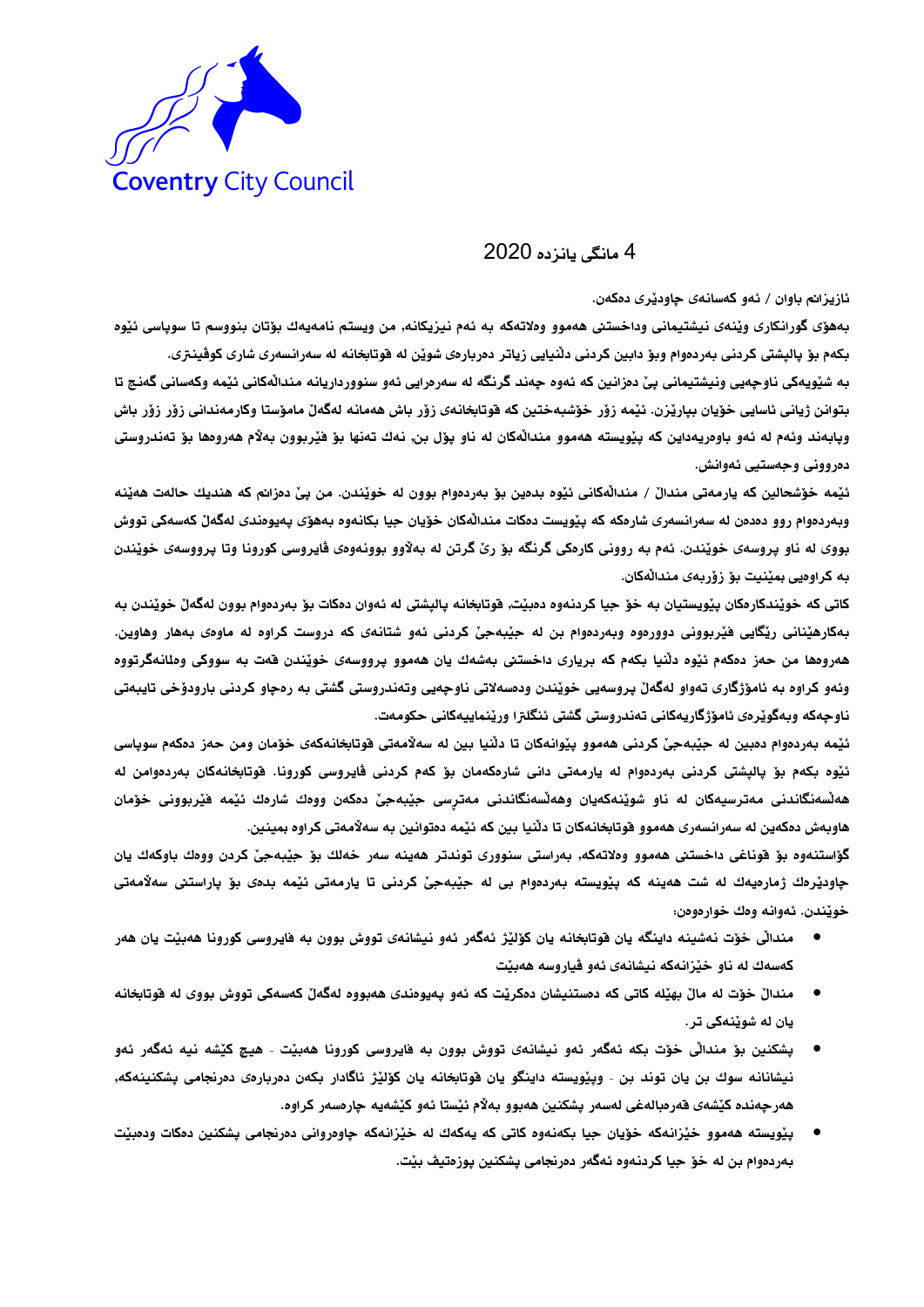Coventry City Council

4 مانگی یانزده 2020

ئازیزانم باوان / ئەو کەسانەی چاودێری دەکەن.

بەهۆی گۆرانکاری وێنەی نیشتیمانی وداخستنی هەموو وەلاتەکە بە ئەم نیزیکانە, من ویستم نامەیەك بۆتان بنووسم تا سوپاسی ئێوە بکەم بۆ پالپشتی کردنی بەردەوام وبۆ دابین کردنی دڵنیایی زیاتر دەربارەی شوێن لە قوتابخانە لە سەرانسەری شاری کوڤێنتری.

بە شێوەیەکی ناوچەیی ونیشتیمانی پێ دەزانین کە ئەوە چەند گرنگە لە سەرەرایی ئەو سنووردداریانە منداڵەکانی ئێمە وکەسانی گەنج تا بتوانن ژیانی ئاسایی خۆیان بپارێزن. ئێمە زۆر خۆشبەختین کە قوتابخانەی زۆر باش هەمانە لەگەڵ مامۆستا وکارمەندانی زۆر زۆر باش وپابەند وئەم لە ئەو باوەریەداین کە پێویستە هەموو منداڵەکان لە ناو پۆل بن, نەك تەنها بۆ فێربوون بەلاّم هەروەها بۆ تەندروستی دەروونی وجەستیی ئەوانش.

ئێمە خۆشحالین کە یارمەتی منداڵ / منداڵەکانی ئێوە بدەین بۆ بەردەوام بوون لە خوێندن. من پێ دەزانم کە هندیك حالەت هەێنە وبەردەوام روو دەدەن لە سەرانسەری شارەکە کە پێویست دەکات منداڵەکان خۆیان جیا بکانەوە بەهۆی پەیوەندی لەگەڵ کەسەکی تووش بووی لە ناو پروسەی خوێندن. ئەم بە روونی کارەکی گرنگە بۆ رێ گرتن لە بەلاّوو بوونەوەی ڤایرۆسی کورونا وتا پرووسەی خوێندن بە کراوەیی بمێنیت بۆ زۆربەی منداڵەکان.

کاتی کە خوێندکارەکان پێویستیان بە خۆ جیا کردنەوە دەبێت, قوتابخانە پالپشتی لە ئەوان دەکات بۆ بەردەوام بوون لەگەڵ خوێندن بە بەکارهێنانی رێگایی فێربوونی دوورەوە وبەردەوام بن لە جێبەجێ کردنی ئەو شتانەی کە دروست کراوە لە ماوەی بەهار وهاوین. هەروەها من حەز دەکەم ئێوە دڵنیا بکەم کە بریاری داخستنی بەشەك یان هەموو پرووسەی خوێندن قەت بە سووکی وملانەگرتووە وئەو کراوە بە ئامۆژگاری تەواو لەگەڵ پروسەیی خوێندن ودەسەلاتی ناوچەیی وتەندروستی گشتی بە رەچاو کردنی بارودۆخی تایبەتی ناوچەکە وبەگوێرەی ئامۆژگاریەکانی تەندروستی گشتی ئنگلترا ورێنماییەکانی حکومەت.

ئێمە بەردەوام دەبین لە جێبەجێ کردنی هەموو پێوانەکان تا دڵنیا بین لە سەلامەتی قوتابخانەکەی خۆمان ومن حەز دەکەم سوپاسی ئێوە بکەم بۆ پالپشتی کردنی بەردەوام لە یارمەتی دانی شارەکەمان بۆ کەم کردنی ڤایرۆسی کورونا. قوتابخانەکان بەردەوامن لە هەڵسەنگاندنی مەترسیەکان لە ناو شوێنەکەیان وهەڵسەنگاندنی مەترسی جێبەجێ دەکەن ووەك شارەك ئێمە فێربوونی خۆمان هاوبەش دەکەین لە سەرانسەری هەموو قوتابخانەکان تا دڵنیا بین کە ئێمە دەتوانین بە سەلامەتی کراوە بمینین.

گۆاستنەوە بۆ قوناغی داخستنی هەموو وەلاتەکە, بەراستی سنووری توندتر هەینە سەر خەلك بۆ جێبەجێ کردن ووەك باوکەك یان چاودێرەك ژمارەیەك لە شت هەینە کە پێویستە بەردەوام بی لە جێبەجێ کردنی تا یارمەتی ئێمە بدەی بۆ پاراستنی سەلامەتی خوێندن. ئەوانە وەك خوارەوەن:

- منداڵی خۆت نەشینە داینگە یان قوتابخانە یان کۆلێژ ئەگەر ئەو نیشانەی تووش بوون بە ڤایرۆسی کورونا هەبێت یان هەر کەسەك لە ناو خێزانەکە نیشانەی ئەو ڤایروسە هەبێت
- منداڵ خۆت لە ماڵ بهێلە کاتی کە دەستنیشان دەکرێت کە ئەو پەیوەندی هەبووە لەگەڵ کەسەکی تووش بووی لە قوتابخانە یان لە شوێنەکی تر.
- پشکنین بۆ منداڵی خۆت بکە ئەگەر ئەو نیشانەی تووش بوون بە ڤایرۆسی کورونا هەبێت - هیچ کێشە نیە ئەگەر ئەو نیشانانە سوك بن یان توند بن - وپێویستە داینگو یان قوتابخانە یان کۆلێژ ئاگادار بکەن دەربارەی دەرنجامی پشکنینەکە, هەرچەندە کێشەی قەرەباڵەغی لەسەر پشکنین هەبوو بەلاّم ئێستا ئەو کێشەیە چارەسەر کراوە.
- پێویستە هەموو خێزانەکە خۆیان جیا بکەنەوە کاتی کە یەکەك لە خێزانەکە چاوەروانی دەرنجامی پشکنین دەکات ودەبێت بەردەوام بن لە خۆ جیا کردنەوە ئەگەر دەرنجامی پشکنین پوزەتیڤ بێت.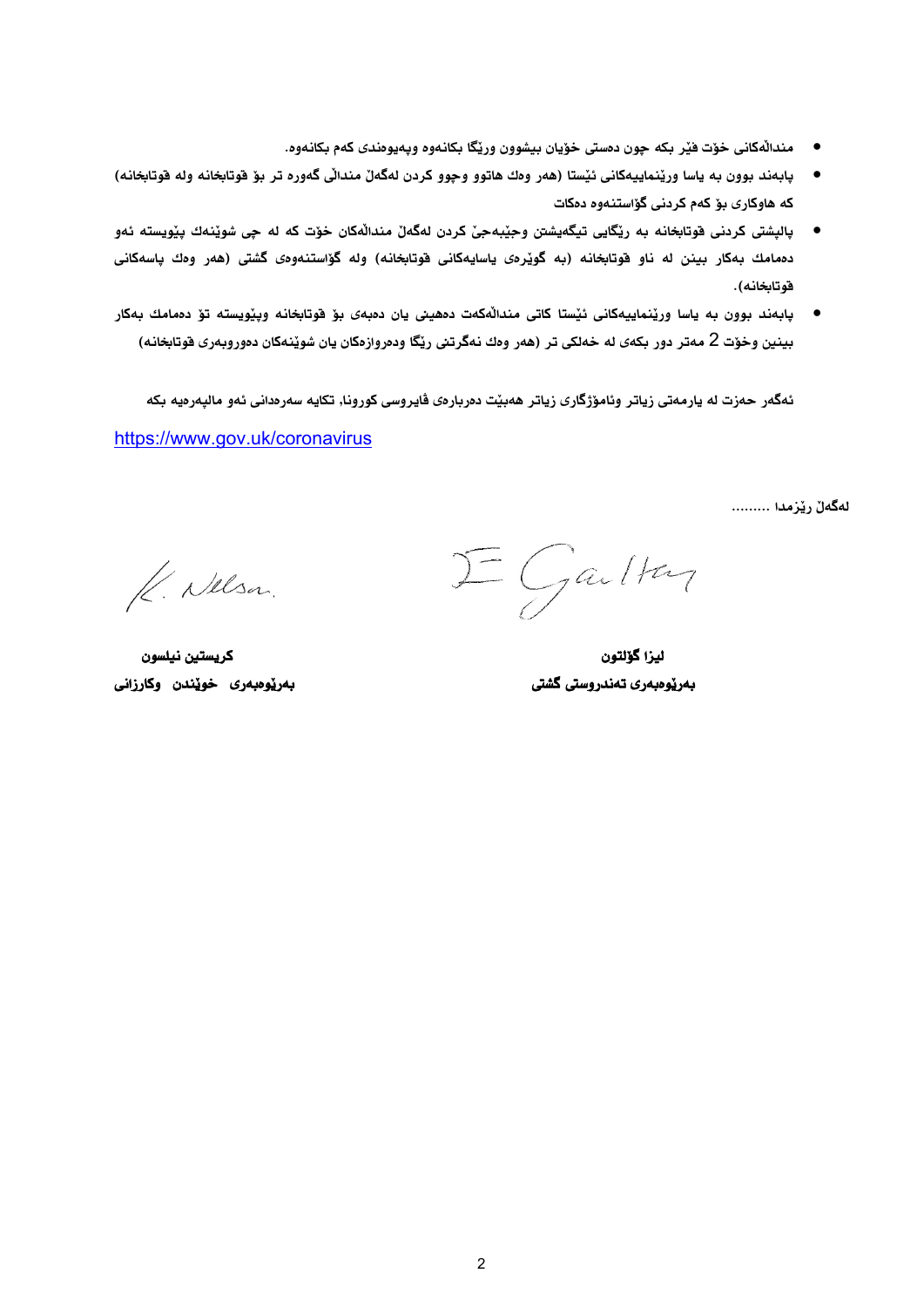- منداڵەکانی خۆت فێر بکە چون دەستی خۆیان بیشوون ورێگا بکانەوە وپەیوەندی کەم بکانەوە.
- پابەند بوون بە یاسا ورێنماییەکانی ئێستا (هەر وەك هاتوو وچوو کردن لەگەڵ منداڵی گەورە تر بۆ قوتابخانە ولە قوتابخانە) کە هاوکاری بۆ کەم کردنی گۆاستنەوە دەکات
- پالپشتی کردنی قوتابخانە بە رێگایی تێگەیشتن وجێبەجێ کردن لەگەڵ منداڵەکان خۆت کە لە چی شوێنەك پێویستە ئەو دەمامك بەکار بینن لە ناو قوتابخانە (بە گوێرەی یاسایەکانی قوتابخانە) ولە گۆاستنەوەی گشتی (هەر وەك پاسەکانی قوتابخانە).
- پابەند بوون بە یاسا ورێنماییەکانی ئێستا کاتی منداڵەکەت دەهینی یان دەبەی بۆ قوتابخانە وپێویستە تۆ دەمامك بەکار بینین وخۆت 2 مەتر دور بکەی لە خەلکی تر (هەر وەك نەگرتنی رێگا ودەروازەکان یان شوێنەکان دەوروبەری قوتابخانە)

ئەگەر حەزت لە یارمەتی زیاتر وئامۆژگاری زیاتر هەبێت دەربارەی ڤایروسی کورونا, تکایە سەردانی ئەو ماڵپەرەیە بکە

https://www.gov.uk/coronavirus

لەگەڵ رێزمدا .........

K. Nelson

E Galton

**کریستین نیلسون**
**بەرێوەبەری خوێندن وکارزانی**

**لیزا گۆلتون**
**بەرێوەبەری تەندروستی گشتی**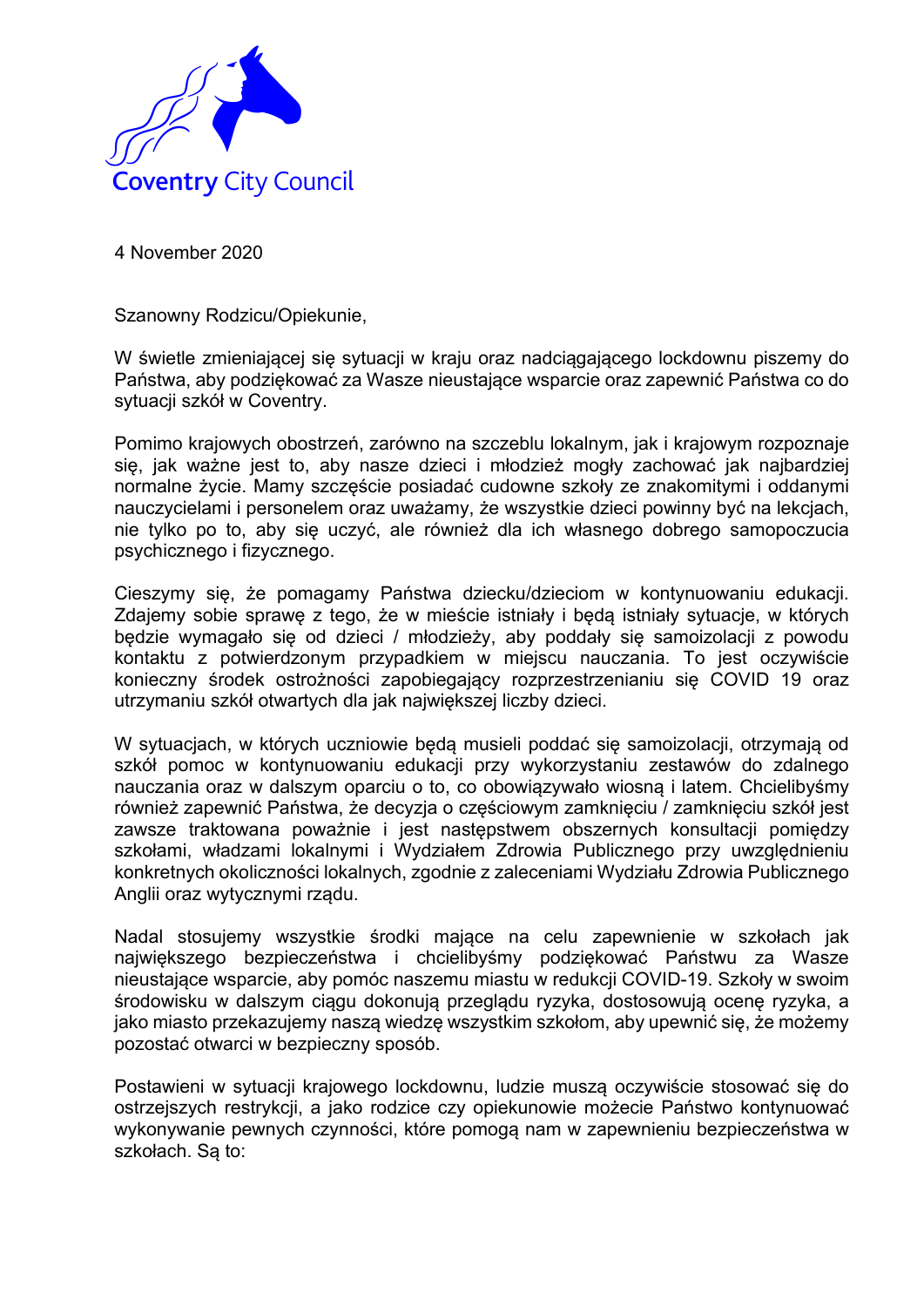Coventry City Council

4 November 2020

Szanowny Rodzicu/Opiekunie,

W świetle zmieniającej się sytuacji w kraju oraz nadciągającego lockdownu piszemy do Państwa, aby podziękować za Wasze nieustające wsparcie oraz zapewnić Państwa co do sytuacji szkół w Coventry.

Pomimo krajowych obostrzeń, zarówno na szczeblu lokalnym, jak i krajowym rozpoznaje się, jak ważne jest to, aby nasze dzieci i młodzież mogły zachować jak najbardziej normalne życie. Mamy szczęście posiadać cudowne szkoły ze znakomitymi i oddanymi nauczycielami i personelem oraz uważamy, że wszystkie dzieci powinny być na lekcjach, nie tylko po to, aby się uczyć, ale również dla ich własnego dobrego samopoczucia psychicznego i fizycznego.

Cieszymy się, że pomagamy Państwa dziecku/dzieciom w kontynuowaniu edukacji. Zdajemy sobie sprawę z tego, że w mieście istniały i będą istniały sytuacje, w których będzie wymagało się od dzieci / młodzieży, aby poddały się samoizolacji z powodu kontaktu z potwierdzonym przypadkiem w miejscu nauczania. To jest oczywiście konieczny środek ostrożności zapobiegający rozprzestrzenianiu się COVID 19 oraz utrzymaniu szkół otwartych dla jak największej liczby dzieci.

W sytuacjach, w których uczniowie będą musieli poddać się samoizolacji, otrzymają od szkół pomoc w kontynuowaniu edukacji przy wykorzystaniu zestawów do zdalnego nauczania oraz w dalszym oparciu o to, co obowiązywało wiosną i latem. Chcielibyśmy również zapewnić Państwa, że decyzja o częściowym zamknięciu / zamknięciu szkół jest zawsze traktowana poważnie i jest następstwem obszernych konsultacji pomiędzy szkołami, władzami lokalnymi i Wydziałem Zdrowia Publicznego przy uwzględnieniu konkretnych okoliczności lokalnych, zgodnie z zaleceniami Wydziału Zdrowia Publicznego Anglii oraz wytycznymi rządu.

Nadal stosujemy wszystkie środki mające na celu zapewnienie w szkołach jak największego bezpieczeństwa i chcielibyśmy podziękować Państwu za Wasze nieustające wsparcie, aby pomóc naszemu miastu w redukcji COVID-19. Szkoły w swoim środowisku w dalszym ciągu dokonują przeglądu ryzyka, dostosowują ocenę ryzyka, a jako miasto przekazujemy naszą wiedzę wszystkim szkołom, aby upewnić się, że możemy pozostać otwarci w bezpieczny sposób.

Postawieni w sytuacji krajowego lockdownu, ludzie muszą oczywiście stosować się do ostrzejszych restrykcji, a jako rodzice czy opiekunowie możecie Państwo kontynuować wykonywanie pewnych czynności, które pomogą nam w zapewnieniu bezpieczeństwa w szkołach. Są to: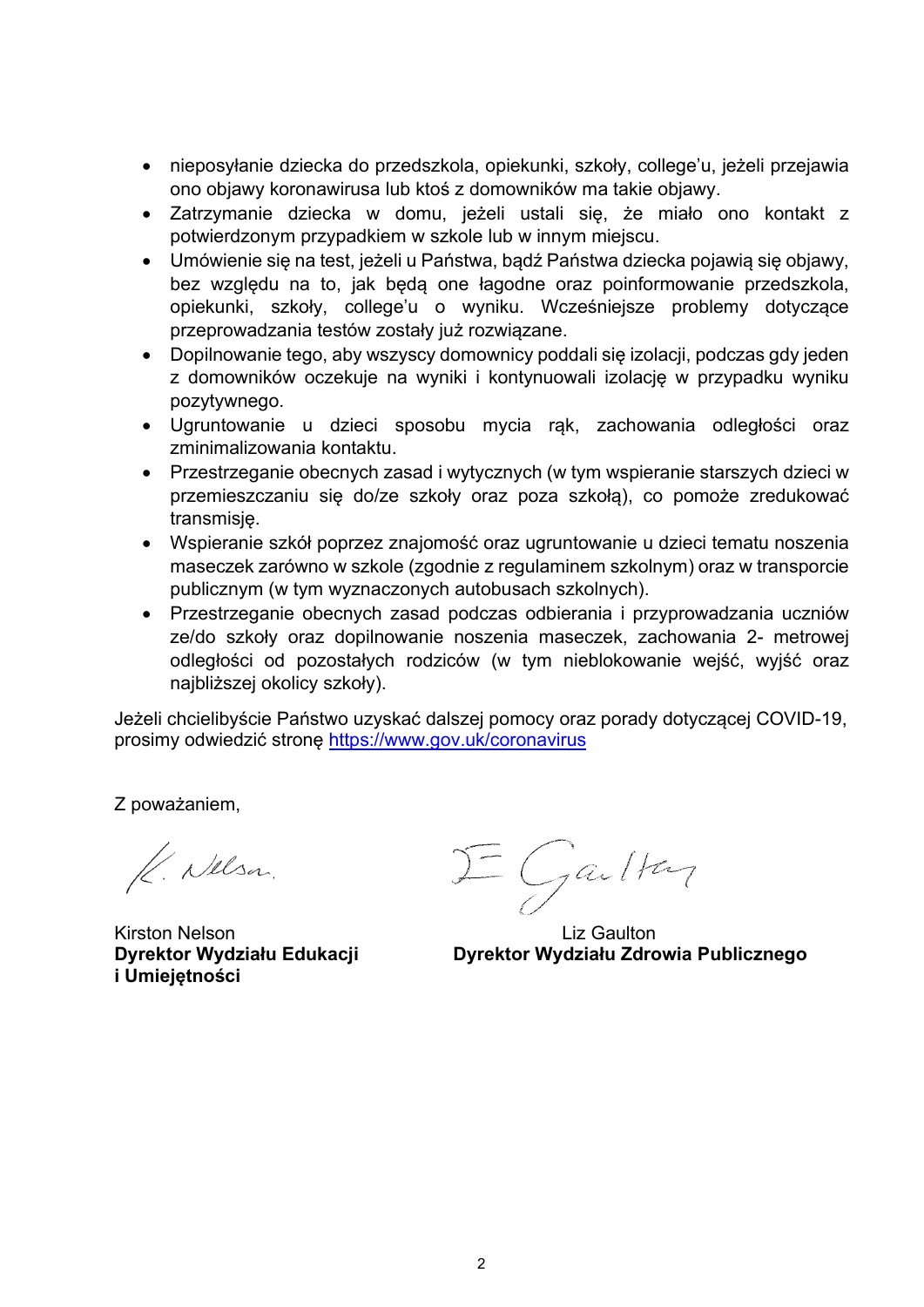- nieposyłanie dziecka do przedszkola, opiekunki, szkoły, college'u, jeżeli przejawia ono objawy koronawirusa lub ktoś z domowników ma takie objawy.
- Zatrzymanie dziecka w domu, jeżeli ustali się, że miało ono kontakt z potwierdzonym przypadkiem w szkole lub w innym miejscu.
- Umówienie się na test, jeżeli u Państwa, bądź Państwa dziecka pojawią się objawy, bez względu na to, jak będą one łagodne oraz poinformowanie przedszkola, opiekunki, szkoły, college'u o wyniku. Wcześniejsze problemy dotyczące przeprowadzania testów zostały już rozwiązane.
- Dopilnowanie tego, aby wszyscy domownicy poddali się izolacji, podczas gdy jeden z domowników oczekuje na wyniki i kontynuowali izolację w przypadku wyniku pozytywnego.
- Ugruntowanie u dzieci sposobu mycia rąk, zachowania odległości oraz zminimalizowania kontaktu.
- Przestrzeganie obecnych zasad i wytycznych (w tym wspieranie starszych dzieci w przemieszczaniu się do/ze szkoły oraz poza szkołą), co pomoże zredukować transmisję.
- Wspieranie szkół poprzez znajomość oraz ugruntowanie u dzieci tematu noszenia maseczek zarówno w szkole (zgodnie z regulaminem szkolnym) oraz w transporcie publicznym (w tym wyznaczonych autobusach szkolnych).
- Przestrzeganie obecnych zasad podczas odbierania i przyprowadzania uczniów ze/do szkoły oraz dopilnowanie noszenia maseczek, zachowania 2- metrowej odległości od pozostałych rodziców (w tym nieblokowanie wejść, wyjść oraz najbliższej okolicy szkoły).

Jeżeli chcielibyście Państwo uzyskać dalszej pomocy oraz porady dotyczącej COVID-19, prosimy odwiedzić stronę https://www.gov.uk/coronavirus

Z poważaniem,

Kirston Nelson
**Dyrektor Wydziału Edukacji i Umiejętności**

Liz Gaulton
**Dyrektor Wydziału Zdrowia Publicznego**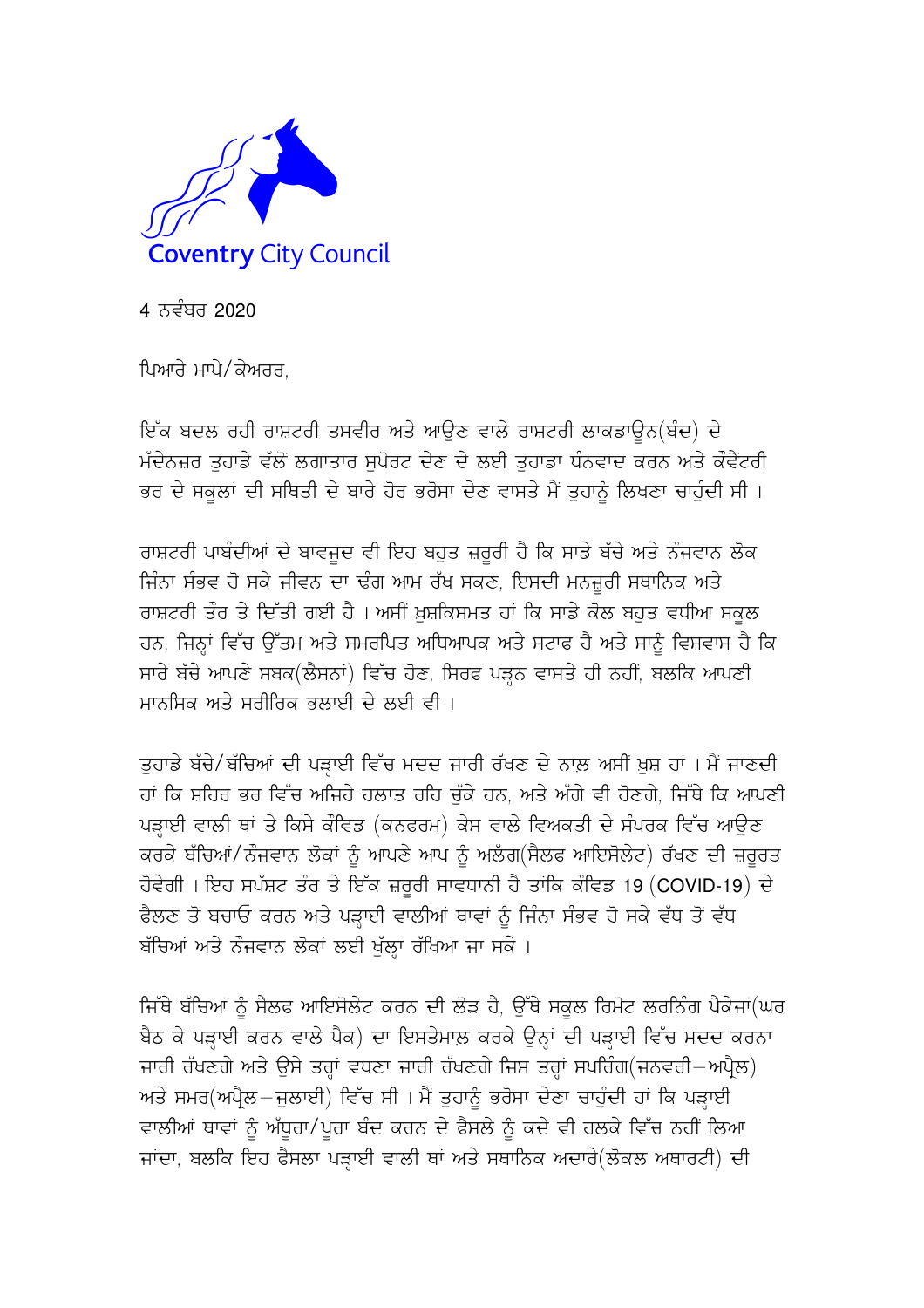Coventry City Council

4 ਨਵੰਬਰ 2020

ਪਿਆਰੇ ਮਾਪੇ/ਕੇਅਰਰ,

ਇੱਕ ਬਦਲ ਰਹੀ ਰਾਸ਼ਟਰੀ ਤਸਵੀਰ ਅਤੇ ਆਉਣ ਵਾਲੇ ਰਾਸ਼ਟਰੀ ਲਾਕਡਾਊਨ(ਬੰਦ) ਦੇ ਮੱਦੇਨਜ਼ਰ ਤੁਹਾਡੇ ਵੱਲੋਂ ਲਗਾਤਾਰ ਸੁਪੋਰਟ ਦੇਣ ਦੇ ਲਈ ਤੁਹਾਡਾ ਧੰਨਵਾਦ ਕਰਨ ਅਤੇ ਕੋਵੈਂਟਰੀ ਭਰ ਦੇ ਸਕੂਲਾਂ ਦੀ ਸਥਿਤੀ ਦੇ ਬਾਰੇ ਹੋਰ ਭਰੋਸਾ ਦੇਣ ਵਾਸਤੇ ਮੈਂ ਤੁਹਾਨੂੰ ਲਿਖਣਾ ਚਾਹੁੰਦੀ ਸੀ ।

ਰਾਸ਼ਟਰੀ ਪਾਬੰਦੀਆਂ ਦੇ ਬਾਵਜੂਦ ਵੀ ਇਹ ਬਹੁਤ ਜ਼ਰੂਰੀ ਹੈ ਕਿ ਸਾਡੇ ਬੱਚੇ ਅਤੇ ਨੌਜਵਾਨ ਲੋਕ ਜਿੰਨਾ ਸੰਭਵ ਹੋ ਸਕੇ ਜੀਵਨ ਦਾ ਢੰਗ ਆਮ ਰੱਖ ਸਕਣ, ਇਸਦੀ ਮਨਜ਼ੂਰੀ ਸਥਾਨਿਕ ਅਤੇ ਰਾਸ਼ਟਰੀ ਤੌਰ ਤੇ ਦਿੱਤੀ ਗਈ ਹੈ । ਅਸੀਂ ਖੁਸ਼ਕਿਸਮਤ ਹਾਂ ਕਿ ਸਾਡੇ ਕੋਲ ਬਹੁਤ ਵਧੀਆ ਸਕੂਲ ਹਨ, ਜਿਨ੍ਹਾਂ ਵਿੱਚ ਉੱਤਮ ਅਤੇ ਸਮਰਪਿਤ ਅਧਿਆਪਕ ਅਤੇ ਸਟਾਫ ਹੈ ਅਤੇ ਸਾਨੂੰ ਵਿਸ਼ਵਾਸ ਹੈ ਕਿ ਸਾਰੇ ਬੱਚੇ ਆਪਣੇ ਸਬਕ(ਲੈਸਨਾਂ) ਵਿੱਚ ਹੋਣ, ਸਿਰਫ ਪੜ੍ਹਨ ਵਾਸਤੇ ਹੀ ਨਹੀਂ, ਬਲਕਿ ਆਪਣੀ ਮਾਨਸਿਕ ਅਤੇ ਸਰੀਰਿਕ ਭਲਾਈ ਦੇ ਲਈ ਵੀ ।

ਤੁਹਾਡੇ ਬੱਚੇ/ਬੱਚਿਆਂ ਦੀ ਪੜ੍ਹਾਈ ਵਿੱਚ ਮਦਦ ਜਾਰੀ ਰੱਖਣ ਦੇ ਨਾਲ਼ ਅਸੀਂ ਖੁਸ਼ ਹਾਂ । ਮੈਂ ਜਾਣਦੀ ਹਾਂ ਕਿ ਸ਼ਹਿਰ ਭਰ ਵਿੱਚ ਅਜਿਹੇ ਹਲਾਤ ਰਹਿ ਚੁੱਕੇ ਹਨ, ਅਤੇ ਅੱਗੇ ਵੀ ਹੋਣਗੇ, ਜਿੱਥੇ ਕਿ ਆਪਣੀ ਪੜ੍ਹਾਈ ਵਾਲੀ ਥਾਂ ਤੇ ਕਿਸੇ ਕੋਵਿਡ (ਕਨਫਰਮ) ਕੇਸ ਵਾਲੇ ਵਿਅਕਤੀ ਦੇ ਸੰਪਰਕ ਵਿੱਚ ਆਉਣ ਕਰਕੇ ਬੱਚਿਆਂ/ਨੌਜਵਾਨ ਲੋਕਾਂ ਨੂੰ ਆਪਣੇ ਆਪ ਨੂੰ ਅਲੱਗ(ਸੈਲਫ ਆਇਸੋਲੇਟ) ਰੱਖਣ ਦੀ ਜ਼ਰੂਰਤ ਹੋਵੇਗੀ । ਇਹ ਸਪੱਸ਼ਟ ਤੌਰ ਤੇ ਇੱਕ ਜ਼ਰੂਰੀ ਸਾਵਧਾਨੀ ਹੈ ਤਾਂਕਿ ਕੋਵਿਡ 19 (COVID-19) ਦੇ ਫੈਲਣ ਤੋਂ ਬਚਾਓ ਕਰਨ ਅਤੇ ਪੜ੍ਹਾਈ ਵਾਲੀਆਂ ਥਾਵਾਂ ਨੂੰ ਜਿੰਨਾ ਸੰਭਵ ਹੋ ਸਕੇ ਵੱਧ ਤੋਂ ਵੱਧ ਬੱਚਿਆਂ ਅਤੇ ਨੌਜਵਾਨ ਲੋਕਾਂ ਲਈ ਖੁੱਲ੍ਹਾ ਰੱਖਿਆ ਜਾ ਸਕੇ ।

ਜਿੱਥੇ ਬੱਚਿਆਂ ਨੂੰ ਸੈਲਫ ਆਇਸੋਲੇਟ ਕਰਨ ਦੀ ਲੋੜ ਹੈ, ਉੱਥੇ ਸਕੂਲ ਰਿਮੋਟ ਲਰਨਿੰਗ ਪੈਕੇਜਾਂ(ਘਰ ਬੈਠ ਕੇ ਪੜ੍ਹਾਈ ਕਰਨ ਵਾਲੇ ਪੈਕ) ਦਾ ਇਸਤੇਮਾਲ਼ ਕਰਕੇ ਉਨ੍ਹਾਂ ਦੀ ਪੜ੍ਹਾਈ ਵਿੱਚ ਮਦਦ ਕਰਨਾ ਜਾਰੀ ਰੱਖਣਗੇ ਅਤੇ ਉਸੇ ਤਰ੍ਹਾਂ ਵਧਣਾ ਜਾਰੀ ਰੱਖਣਗੇ ਜਿਸ ਤਰ੍ਹਾਂ ਸਪਰਿੰਗ(ਜਨਵਰੀ—ਅਪ੍ਰੈਲ) ਅਤੇ ਸਮਰ(ਅਪ੍ਰੈਲ—ਜੁਲਾਈ) ਵਿੱਚ ਸੀ । ਮੈਂ ਤੁਹਾਨੂੰ ਭਰੋਸਾ ਦੇਣਾ ਚਾਹੁੰਦੀ ਹਾਂ ਕਿ ਪੜ੍ਹਾਈ ਵਾਲੀਆਂ ਥਾਵਾਂ ਨੂੰ ਅੱਧੂਰਾ/ਪੂਰਾ ਬੰਦ ਕਰਨ ਦੇ ਫੈਸਲੇ ਨੂੰ ਕਦੇ ਵੀ ਹਲਕੇ ਵਿੱਚ ਨਹੀਂ ਲਿਆ ਜਾਂਦਾ, ਬਲਕਿ ਇਹ ਫੈਸਲਾ ਪੜ੍ਹਾਈ ਵਾਲੀ ਥਾਂ ਅਤੇ ਸਥਾਨਿਕ ਅਦਾਰੇ(ਲੋਕਲ ਅਥਾਰਟੀ) ਦੀ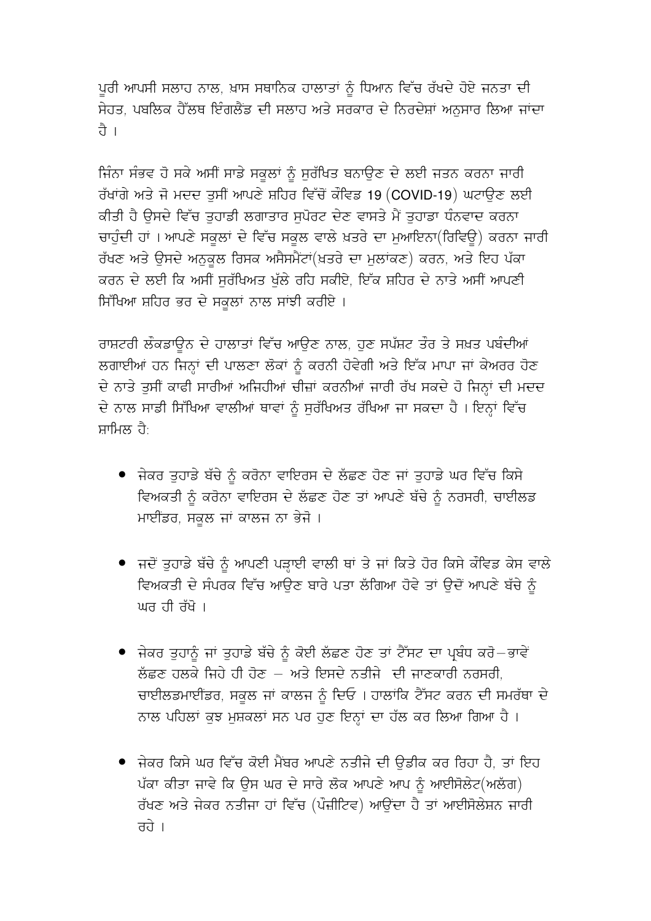ਪੂਰੀ ਆਪਸੀ ਸਲਾਹ ਨਾਲ, ਖ਼ਾਸ ਸਥਾਨਿਕ ਹਾਲਾਤਾਂ ਨੂੰ ਧਿਆਨ ਵਿੱਚ ਰੱਖਦੇ ਹੋਏ ਜਨਤਾ ਦੀ ਸੇਹਤ, ਪਬਲਿਕ ਹੈੱਲਥ ਇੰਗਲੈਂਡ ਦੀ ਸਲਾਹ ਅਤੇ ਸਰਕਾਰ ਦੇ ਨਿਰਦੇਸ਼ਾਂ ਅਨੁਸਾਰ ਲਿਆ ਜਾਂਦਾ ਹੈ ।

ਜਿੰਨਾ ਸੰਭਵ ਹੋ ਸਕੇ ਅਸੀਂ ਸਾਡੇ ਸਕੂਲਾਂ ਨੂੰ ਸੁਰੱਖਿਤ ਬਨਾਉਣ ਦੇ ਲਈ ਜਤਨ ਕਰਨਾ ਜਾਰੀ ਰੱਖਾਂਗੇ ਅਤੇ ਜੋ ਮਦਦ ਤੁਸੀਂ ਆਪਣੇ ਸ਼ਹਿਰ ਵਿੱਚੋਂ ਕੋਵਿਡ 19 (COVID-19) ਘਟਾਉਣ ਲਈ ਕੀਤੀ ਹੈ ਉਸਦੇ ਵਿੱਚ ਤੁਹਾਡੀ ਲਗਾਤਾਰ ਸੁਪੋਰਟ ਦੇਣ ਵਾਸਤੇ ਮੈਂ ਤੁਹਾਡਾ ਧੰਨਵਾਦ ਕਰਨਾ ਚਾਹੁੰਦੀ ਹਾਂ । ਆਪਣੇ ਸਕੂਲਾਂ ਦੇ ਵਿੱਚ ਸਕੂਲ ਵਾਲੇ ਖ਼ਤਰੇ ਦਾ ਮੁਆਇਨਾ(ਰਿਵਿਊ) ਕਰਨਾ ਜਾਰੀ ਰੱਖਣ ਅਤੇ ਉਸਦੇ ਅਨੁਕੂਲ ਰਿਸਕ ਅਸੈਸਮੈਂਟਾਂ(ਖ਼ਤਰੇ ਦਾ ਮੂਲਾਂਕਣ) ਕਰਨ, ਅਤੇ ਇਹ ਪੱਕਾ ਕਰਨ ਦੇ ਲਈ ਕਿ ਅਸੀਂ ਸੁਰੱਖਿਅਤ ਖੁੱਲੇ ਰਹਿ ਸਕੀਏ, ਇੱਕ ਸ਼ਹਿਰ ਦੇ ਨਾਤੇ ਅਸੀਂ ਆਪਣੀ ਸਿੱਖਿਆ ਸ਼ਹਿਰ ਭਰ ਦੇ ਸਕੂਲਾਂ ਨਾਲ ਸਾਂਝੀ ਕਰੀਏ ।

ਰਾਸ਼ਟਰੀ ਲੌਕਡਾਊਨ ਦੇ ਹਾਲਾਤਾਂ ਵਿੱਚ ਆਉਣ ਨਾਲ, ਹੁਣ ਸਪੱਸ਼ਟ ਤੌਰ ਤੇ ਸਖ਼ਤ ਪਬੰਦੀਆਂ ਲਗਾਈਆਂ ਹਨ ਜਿਨ੍ਹਾਂ ਦੀ ਪਾਲਣਾ ਲੋਕਾਂ ਨੂੰ ਕਰਨੀ ਹੋਵੇਗੀ ਅਤੇ ਇੱਕ ਮਾਪਾ ਜਾਂ ਕੇਅਰਰ ਹੋਣ ਦੇ ਨਾਤੇ ਤੁਸੀਂ ਕਾਫੀ ਸਾਰੀਆਂ ਅਜਿਹੀਆਂ ਚੀਜ਼ਾਂ ਕਰਨੀਆਂ ਜਾਰੀ ਰੱਖ ਸਕਦੇ ਹੋ ਜਿਨ੍ਹਾਂ ਦੀ ਮਦਦ ਦੇ ਨਾਲ ਸਾਡੀ ਸਿੱਖਿਆ ਵਾਲੀਆਂ ਥਾਵਾਂ ਨੂੰ ਸੁਰੱਖਿਅਤ ਰੱਖਿਆ ਜਾ ਸਕਦਾ ਹੈ । ਇਨ੍ਹਾਂ ਵਿੱਚ ਸ਼ਾਮਿਲ ਹੈ:

- ਜੇਕਰ ਤੁਹਾਡੇ ਬੱਚੇ ਨੂੰ ਕਰੋਨਾ ਵਾਇਰਸ ਦੇ ਲੱਛਣ ਹੋਣ ਜਾਂ ਤੁਹਾਡੇ ਘਰ ਵਿੱਚ ਕਿਸੇ ਵਿਅਕਤੀ ਨੂੰ ਕਰੋਨਾ ਵਾਇਰਸ ਦੇ ਲੱਛਣ ਹੋਣ ਤਾਂ ਆਪਣੇ ਬੱਚੇ ਨੂੰ ਨਰਸਰੀ, ਚਾਈਲਡ ਮਾਈਂਡਰ, ਸਕੂਲ ਜਾਂ ਕਾਲਜ ਨਾ ਭੇਜੋ ।

- ਜਦੋਂ ਤੁਹਾਡੇ ਬੱਚੇ ਨੂੰ ਆਪਣੀ ਪੜ੍ਹਾਈ ਵਾਲੀ ਥਾਂ ਤੇ ਜਾਂ ਕਿਤੇ ਹੋਰ ਕਿਸੇ ਕੋਵਿਡ ਕੇਸ ਵਾਲੇ ਵਿਅਕਤੀ ਦੇ ਸੰਪਰਕ ਵਿੱਚ ਆਉਣ ਬਾਰੇ ਪਤਾ ਲੱਗਿਆ ਹੋਵੇ ਤਾਂ ਉਦੋਂ ਆਪਣੇ ਬੱਚੇ ਨੂੰ ਘਰ ਹੀ ਰੱਖੋ ।

- ਜੇਕਰ ਤੁਹਾਨੂੰ ਜਾਂ ਤੁਹਾਡੇ ਬੱਚੇ ਨੂੰ ਕੋਈ ਲੱਛਣ ਹੋਣ ਤਾਂ ਟੈੱਸਟ ਦਾ ਪ੍ਰਬੰਧ ਕਰੋ – ਭਾਵੇਂ ਲੱਛਣ ਹਲਕੇ ਜਿਹੇ ਹੀ ਹੋਣ – ਅਤੇ ਇਸਦੇ ਨਤੀਜੇ ਦੀ ਜਾਣਕਾਰੀ ਨਰਸਰੀ, ਚਾਈਲਡਮਾਈਂਡਰ, ਸਕੂਲ ਜਾਂ ਕਾਲਜ ਨੂੰ ਦਿਓ । ਹਾਲਾਂਕਿ ਟੈੱਸਟ ਕਰਨ ਦੀ ਸਮਰੱਥਾ ਦੇ ਨਾਲ ਪਹਿਲਾਂ ਕੁਝ ਮੁਸ਼ਕਲਾਂ ਸਨ ਪਰ ਹੁਣ ਇਨ੍ਹਾਂ ਦਾ ਹੱਲ ਕਰ ਲਿਆ ਗਿਆ ਹੈ ।

- ਜੇਕਰ ਕਿਸੇ ਘਰ ਵਿੱਚ ਕੋਈ ਮੈਂਬਰ ਆਪਣੇ ਨਤੀਜੇ ਦੀ ਉਡੀਕ ਕਰ ਰਿਹਾ ਹੈ, ਤਾਂ ਇਹ ਪੱਕਾ ਕੀਤਾ ਜਾਵੇ ਕਿ ਉਸ ਘਰ ਦੇ ਸਾਰੇ ਲੋਕ ਆਪਣੇ ਆਪ ਨੂੰ ਆਈਸੋਲੇਟ(ਅਲੱਗ) ਰੱਖਣ ਅਤੇ ਜੇਕਰ ਨਤੀਜਾ ਹਾਂ ਵਿੱਚ (ਪੌਜ਼ੀਟਿਵ) ਆਉਂਦਾ ਹੈ ਤਾਂ ਆਈਸੋਲੇਸ਼ਨ ਜਾਰੀ ਰਹੇ ।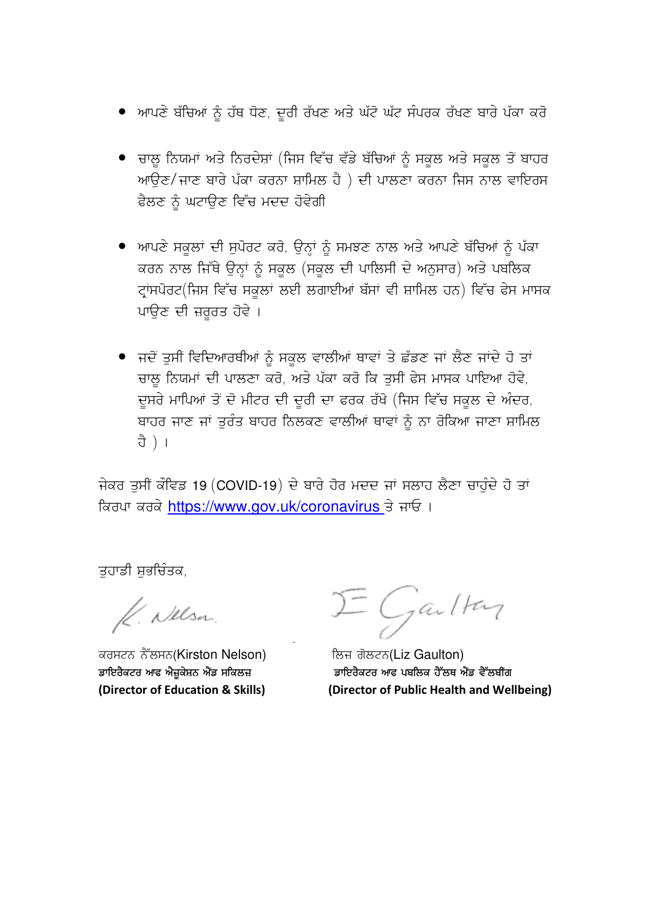- ਆਪਣੇ ਬੱਚਿਆਂ ਨੂੰ ਹੱਥ ਧੋਣ, ਦੂਰੀ ਰੱਖਣ ਅਤੇ ਘੱਟੋ ਘੱਟ ਸੰਪਰਕ ਰੱਖਣ ਬਾਰੇ ਪੱਕਾ ਕਰੋ

- ਚਾਲੂ ਨਿਯਮਾਂ ਅਤੇ ਨਿਰਦੇਸ਼ਾਂ (ਜਿਸ ਵਿੱਚ ਵੱਡੇ ਬੱਚਿਆਂ ਨੂੰ ਸਕੂਲ ਅਤੇ ਸਕੂਲ ਤੋਂ ਬਾਹਰ ਆਉਣ/ਜਾਣ ਬਾਰੇ ਪੱਕਾ ਕਰਨਾ ਸ਼ਾਮਿਲ ਹੈ ) ਦੀ ਪਾਲਣਾ ਕਰਨਾ ਜਿਸ ਨਾਲ ਵਾਇਰਸ ਫੈਲਣ ਨੂੰ ਘਟਾਉਣ ਵਿੱਚ ਮਦਦ ਹੋਵੇਗੀ

- ਆਪਣੇ ਸਕੂਲਾਂ ਦੀ ਸੁਪੋਰਟ ਕਰੋ, ਉਨ੍ਹਾਂ ਨੂੰ ਸਮਝਣ ਨਾਲ ਅਤੇ ਆਪਣੇ ਬੱਚਿਆਂ ਨੂੰ ਪੱਕਾ ਕਰਨ ਨਾਲ ਜਿੱਥੇ ਉਨ੍ਹਾਂ ਨੂੰ ਸਕੂਲ (ਸਕੂਲ ਦੀ ਪਾਲਿਸੀ ਦੇ ਅਨੁਸਾਰ) ਅਤੇ ਪਬਲਿਕ ਟ੍ਰਾਂਸਪੋਰਟ(ਜਿਸ ਵਿੱਚ ਸਕੂਲਾਂ ਲਈ ਲਗਾਈਆਂ ਬੱਸਾਂ ਵੀ ਸ਼ਾਮਿਲ ਹਨ) ਵਿੱਚ ਫੇਸ ਮਾਸਕ ਪਾਉਣ ਦੀ ਜ਼ਰੂਰਤ ਹੋਵੇ ।

- ਜਦੋਂ ਤੁਸੀਂ ਵਿਦਿਆਰਥੀਆਂ ਨੂੰ ਸਕੂਲ ਵਾਲੀਆਂ ਥਾਵਾਂ ਤੇ ਛੱਡਣ ਜਾਂ ਲੈਣ ਜਾਂਦੇ ਹੋ ਤਾਂ ਚਾਲੂ ਨਿਯਮਾਂ ਦੀ ਪਾਲਣਾ ਕਰੋ, ਅਤੇ ਪੱਕਾ ਕਰੋ ਕਿ ਤੁਸੀਂ ਫੇਸ ਮਾਸਕ ਪਾਇਆ ਹੋਵੇ, ਦੂਸਰੇ ਮਾਪਿਆਂ ਤੋਂ ਦੋ ਮੀਟਰ ਦੀ ਦੂਰੀ ਦਾ ਫਰਕ ਰੱਖੋ (ਜਿਸ ਵਿੱਚ ਸਕੂਲ ਦੇ ਅੰਦਰ, ਬਾਹਰ ਜਾਣ ਜਾਂ ਤੁਰੰਤ ਬਾਹਰ ਨਿਲਕਣ ਵਾਲੀਆਂ ਥਾਵਾਂ ਨੂੰ ਨਾ ਰੋਕਿਆ ਜਾਣਾ ਸ਼ਾਮਿਲ ਹੈ ) ।

ਜੇਕਰ ਤੁਸੀਂ ਕੌਵਿਡ 19 (COVID-19) ਦੇ ਬਾਰੇ ਹੋਰ ਮਦਦ ਜਾਂ ਸਲਾਹ ਲੈਣਾ ਚਾਹੁੰਦੇ ਹੋ ਤਾਂ ਕਿਰਪਾ ਕਰਕੇ https://www.gov.uk/coronavirus ਤੇ ਜਾਓ ।

ਤੁਹਾਡੀ ਸ਼ੁਭਚਿੰਤਕ,

ਕਰਸਟਨ ਨੈੱਲਸਨ(Kirston Nelson)
**ਡਾਇਰੈਕਟਰ ਆਫ ਐਜੂਕੇਸ਼ਨ ਐਂਡ ਸਕਿਲਜ਼**
**(Director of Education & Skills)**

ਲਿਜ਼ ਗੋਲਟਨ(Liz Gaulton)
**ਡਾਇਰੈਕਟਰ ਆਫ ਪਬਲਿਕ ਹੈੱਲਥ ਐਂਡ ਵੈੱਲਬੀਂਗ**
**(Director of Public Health and Wellbeing)**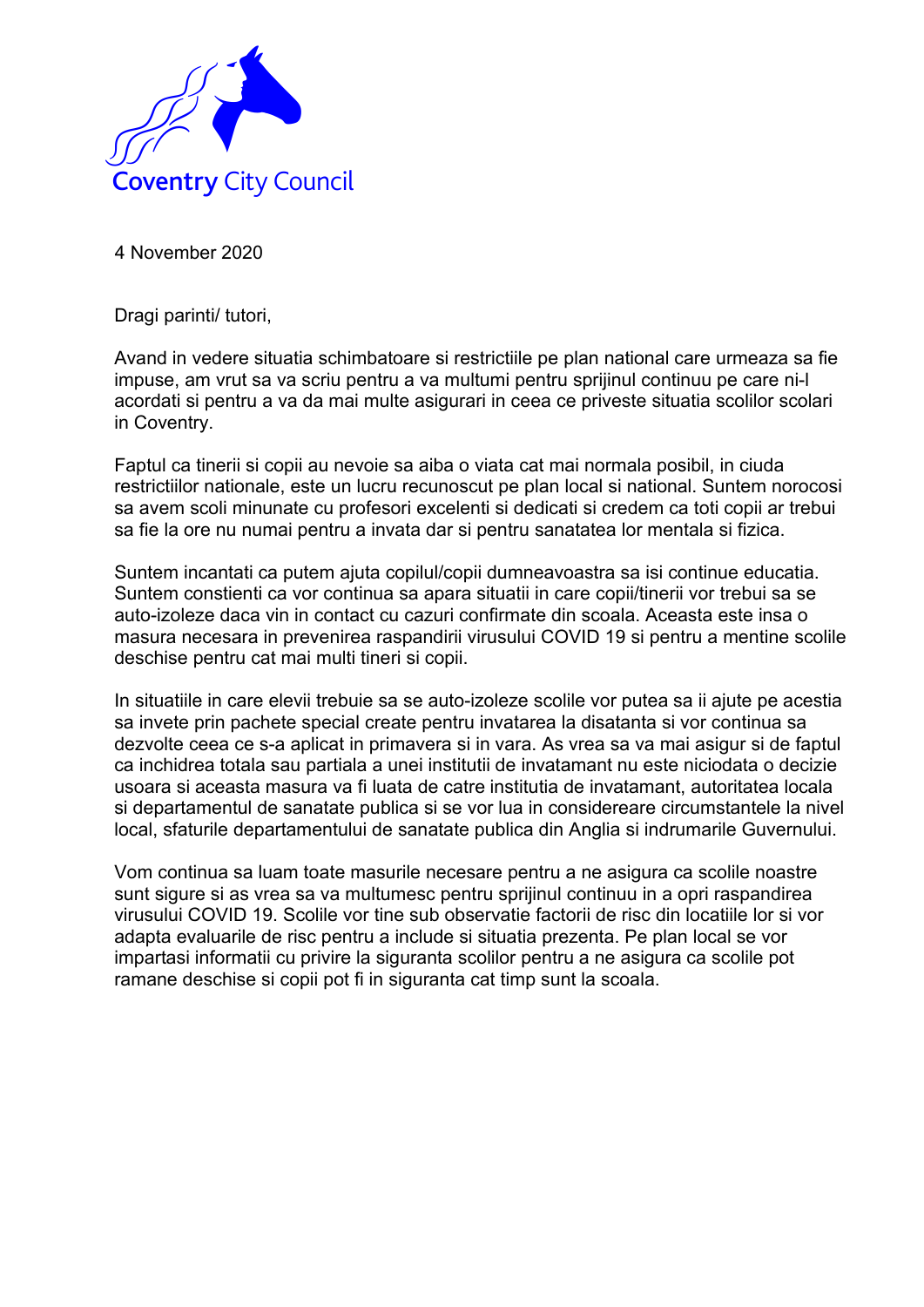Coventry City Council

4 November 2020

Dragi parinti/ tutori,

Avand in vedere situatia schimbatoare si restrictiile pe plan national care urmeaza sa fie impuse, am vrut sa va scriu pentru a va multumi pentru sprijinul continuu pe care ni-l acordati si pentru a va da mai multe asigurari in ceea ce priveste situatia scolilor scolari in Coventry.

Faptul ca tinerii si copii au nevoie sa aiba o viata cat mai normala posibil, in ciuda restrictiilor nationale, este un lucru recunoscut pe plan local si national. Suntem norocosi sa avem scoli minunate cu profesori excelenti si dedicati si credem ca toti copii ar trebui sa fie la ore nu numai pentru a invata dar si pentru sanatatea lor mentala si fizica.

Suntem incantati ca putem ajuta copilul/copii dumneavoastra sa isi continue educatia. Suntem constienti ca vor continua sa apara situatii in care copii/tinerii vor trebui sa se auto-izoleze daca vin in contact cu cazuri confirmate din scoala. Aceasta este insa o masura necesara in prevenirea raspandirii virusului COVID 19 si pentru a mentine scolile deschise pentru cat mai multi tineri si copii.

In situatiile in care elevii trebuie sa se auto-izoleze scolile vor putea sa ii ajute pe acestia sa invete prin pachete special create pentru invatarea la disatanta si vor continua sa dezvolte ceea ce s-a aplicat in primavera si in vara. As vrea sa va mai asigur si de faptul ca inchidrea totala sau partiala a unei institutii de invatamant nu este niciodata o decizie usoara si aceasta masura va fi luata de catre institutia de invatamant, autoritatea locala si departamentul de sanatate publica si se vor lua in considereare circumstantele la nivel local, sfaturile departamentului de sanatate publica din Anglia si indrumarile Guvernului.

Vom continua sa luam toate masurile necesare pentru a ne asigura ca scolile noastre sunt sigure si as vrea sa va multumesc pentru sprijinul continuu in a opri raspandirea virusului COVID 19. Scolile vor tine sub observatie factorii de risc din locatiile lor si vor adapta evaluarile de risc pentru a include si situatia prezenta. Pe plan local se vor impartasi informatii cu privire la siguranta scolilor pentru a ne asigura ca scolile pot ramane deschise si copii pot fi in siguranta cat timp sunt la scoala.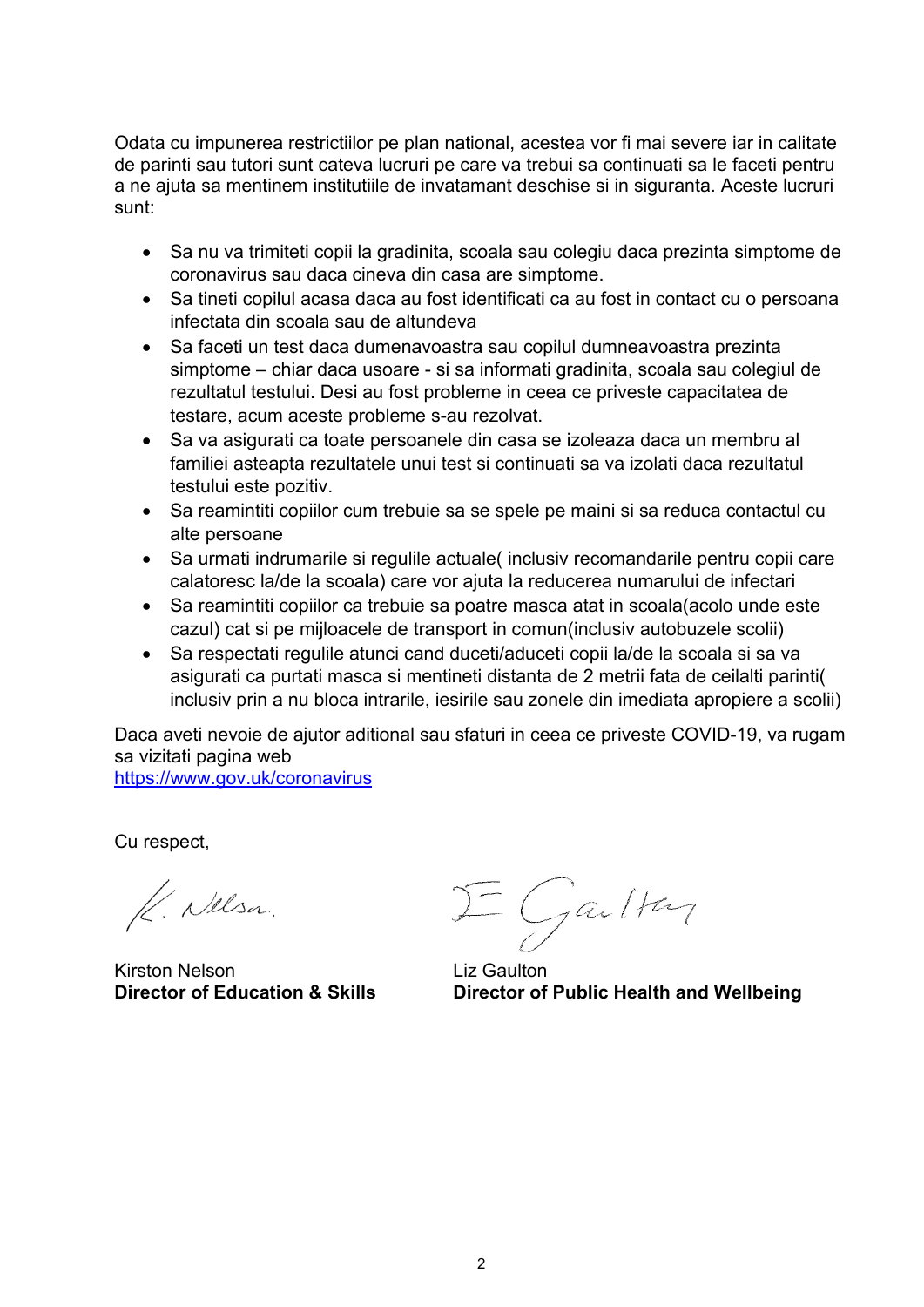Odata cu impunerea restrictiilor pe plan national, acestea vor fi mai severe iar in calitate de parinti sau tutori sunt cateva lucruri pe care va trebui sa continuati sa le faceti pentru a ne ajuta sa mentinem institutiile de invatamant deschise si in siguranta. Aceste lucruri sunt:

- Sa nu va trimiteti copii la gradinita, scoala sau colegiu daca prezinta simptome de coronavirus sau daca cineva din casa are simptome.
- Sa tineti copilul acasa daca au fost identificati ca au fost in contact cu o persoana infectata din scoala sau de altundeva
- Sa faceti un test daca dumenavoastra sau copilul dumneavoastra prezinta simptome – chiar daca usoare - si sa informati gradinita, scoala sau colegiul de rezultatul testului. Desi au fost probleme in ceea ce priveste capacitatea de testare, acum aceste probleme s-au rezolvat.
- Sa va asigurati ca toate persoanele din casa se izoleaza daca un membru al familiei asteapta rezultatele unui test si continuati sa va izolati daca rezultatul testului este pozitiv.
- Sa reamintiti copiilor cum trebuie sa se spele pe maini si sa reduca contactul cu alte persoane
- Sa urmati indrumarile si regulile actuale( inclusiv recomandarile pentru copii care calatoresc la/de la scoala) care vor ajuta la reducerea numarului de infectari
- Sa reamintiti copiilor ca trebuie sa poatre masca atat in scoala(acolo unde este cazul) cat si pe mijloacele de transport in comun(inclusiv autobuzele scolii)
- Sa respectati regulile atunci cand duceti/aduceti copii la/de la scoala si sa va asigurati ca purtati masca si mentineti distanta de 2 metrii fata de ceilalti parinti( inclusiv prin a nu bloca intrarile, iesirile sau zonele din imediata apropiere a scolii)

Daca aveti nevoie de ajutor aditional sau sfaturi in ceea ce priveste COVID-19, va rugam sa vizitati pagina web
https://www.gov.uk/coronavirus

Cu respect,

Kirston Nelson
**Director of Education & Skills**

Liz Gaulton
**Director of Public Health and Wellbeing**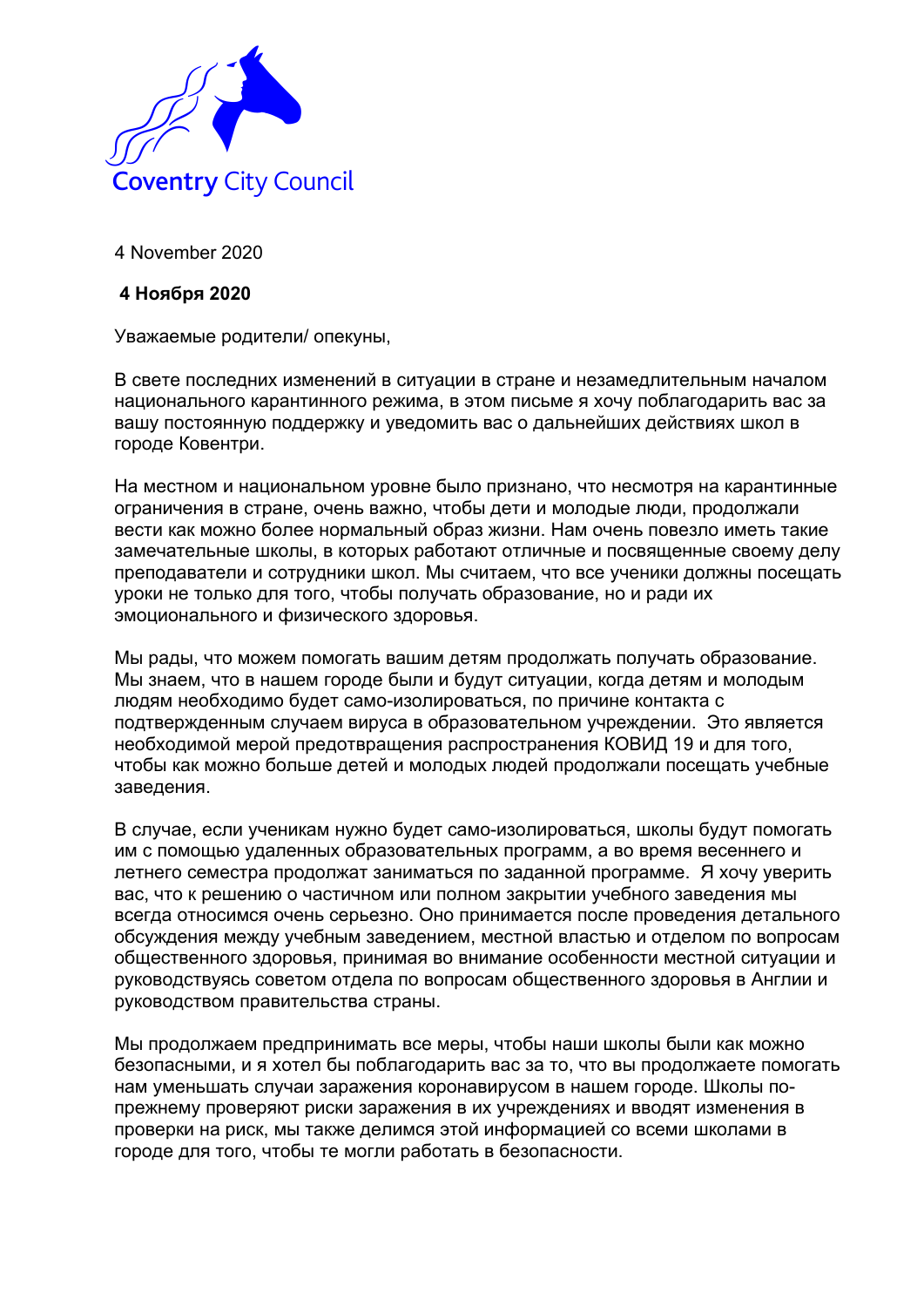Coventry City Council

4 November 2020

**4 Ноября 2020**

Уважаемые родители/ опекуны,

В свете последних изменений в ситуации в стране и незамедлительным началом национального карантинного режима, в этом письме я хочу поблагодарить вас за вашу постоянную поддержку и уведомить вас о дальнейших действиях школ в городе Ковентри.

На местном и национальном уровне было признано, что несмотря на карантинные ограничения в стране, очень важно, чтобы дети и молодые люди, продолжали вести как можно более нормальный образ жизни. Нам очень повезло иметь такие замечательные школы, в которых работают отличные и посвященные своему делу преподаватели и сотрудники школ. Мы считаем, что все ученики должны посещать уроки не только для того, чтобы получать образование, но и ради их эмоционального и физического здоровья.

Мы рады, что можем помогать вашим детям продолжать получать образование. Мы знаем, что в нашем городе были и будут ситуации, когда детям и молодым людям необходимо будет само-изолироваться, по причине контакта с подтвержденным случаем вируса в образовательном учреждении. Это является необходимой мерой предотвращения распространения КОВИД 19 и для того, чтобы как можно больше детей и молодых людей продолжали посещать учебные заведения.

В случае, если ученикам нужно будет само-изолироваться, школы будут помогать им с помощью удаленных образовательных программ, а во время весеннего и летнего семестра продолжат заниматься по заданной программе. Я хочу уверить вас, что к решению о частичном или полном закрытии учебного заведения мы всегда относимся очень серьезно. Оно принимается после проведения детального обсуждения между учебным заведением, местной властью и отделом по вопросам общественного здоровья, принимая во внимание особенности местной ситуации и руководствуясь советом отдела по вопросам общественного здоровья в Англии и руководством правительства страны.

Мы продолжаем предпринимать все меры, чтобы наши школы были как можно безопасными, и я хотел бы поблагодарить вас за то, что вы продолжаете помогать нам уменьшать случаи заражения коронавирусом в нашем городе. Школы по-прежнему проверяют риски заражения в их учреждениях и вводят изменения в проверки на риск, мы также делимся этой информацией со всеми школами в городе для того, чтобы те могли работать в безопасности.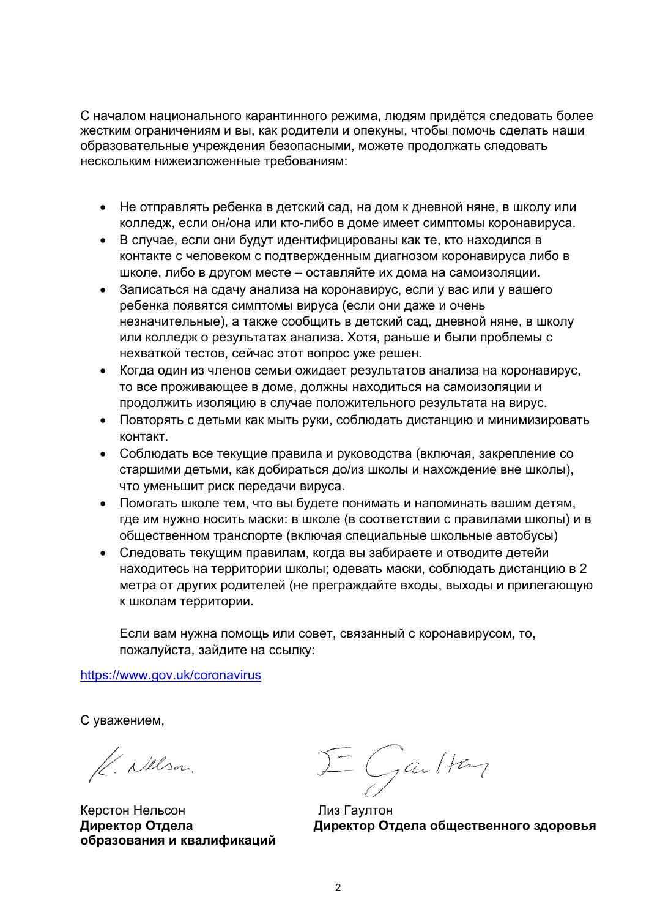С началом национального карантинного режима, людям придётся следовать более жестким ограничениям и вы, как родители и опекуны, чтобы помочь сделать наши образовательные учреждения безопасными, можете продолжать следовать нескольким нижеизложенные требованиям:

- Не отправлять ребенка в детский сад, на дом к дневной няне, в школу или колледж, если он/она или кто-либо в доме имеет симптомы коронавируса.
- В случае, если они будут идентифицированы как те, кто находился в контакте с человеком с подтвержденным диагнозом коронавируса либо в школе, либо в другом месте – оставляйте их дома на самоизоляции.
- Записаться на сдачу анализа на коронавирус, если у вас или у вашего ребенка появятся симптомы вируса (если они даже и очень незначительные), а также сообщить в детский сад, дневной няне, в школу или колледж о результатах анализа. Хотя, раньше и были проблемы с нехваткой тестов, сейчас этот вопрос уже решен.
- Когда один из членов семьи ожидает результатов анализа на коронавирус, то все проживающее в доме, должны находиться на самоизоляции и продолжить изоляцию в случае положительного результата на вирус.
- Повторять с детьми как мыть руки, соблюдать дистанцию и минимизировать контакт.
- Соблюдать все текущие правила и руководства (включая, закрепление со старшими детьми, как добираться до/из школы и нахождение вне школы), что уменьшит риск передачи вируса.
- Помогать школе тем, что вы будете понимать и напоминать вашим детям, где им нужно носить маски: в школе (в соответствии с правилами школы) и в общественном транспорте (включая специальные школьные автобусы)
- Следовать текущим правилам, когда вы забираете и отводите детей находитесь на территории школы; одевать маски, соблюдать дистанцию в 2 метра от других родителей (не преграждайте входы, выходы и прилегающую к школам территории.

  Если вам нужна помощь или совет, связанный с коронавирусом, то, пожалуйста, зайдите на ссылку:

https://www.gov.uk/coronavirus

С уважением,

K. Nelson

Керстон Нельсон
**Директор Отдела образования и квалификаций**

E Gaulton

Лиз Гаултон
**Директор Отдела общественного здоровья**